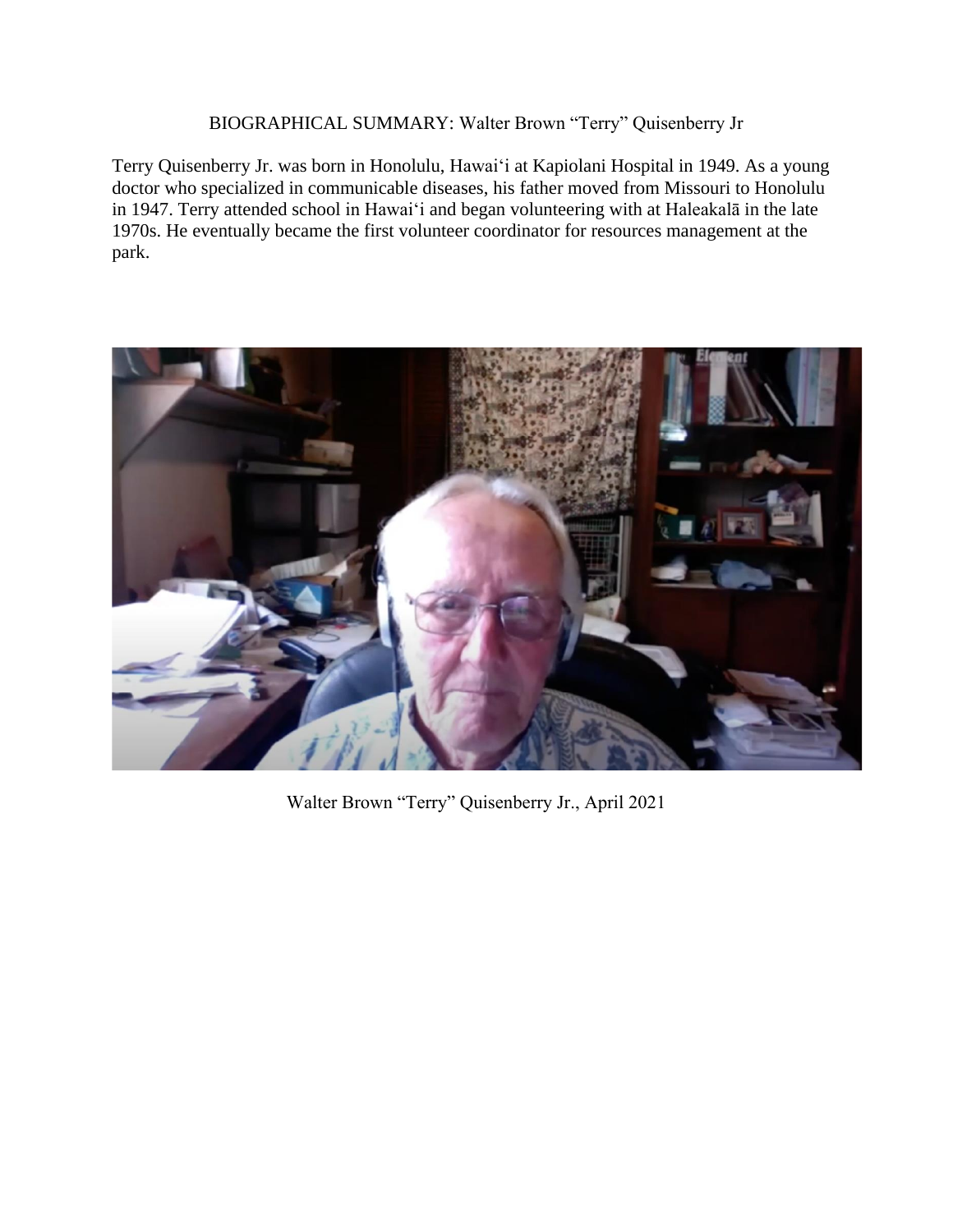# BIOGRAPHICAL SUMMARY: Walter Brown "Terry" Quisenberry Jr

Terry Quisenberry Jr. was born in Honolulu, Hawaiʻi at Kapiolani Hospital in 1949. As a young doctor who specialized in communicable diseases, his father moved from Missouri to Honolulu in 1947. Terry attended school in Hawaiʻi and began volunteering with at Haleakalā in the late 1970s. He eventually became the first volunteer coordinator for resources management at the park.

Walter Brown "Terry" Quisenberry Jr., April 2021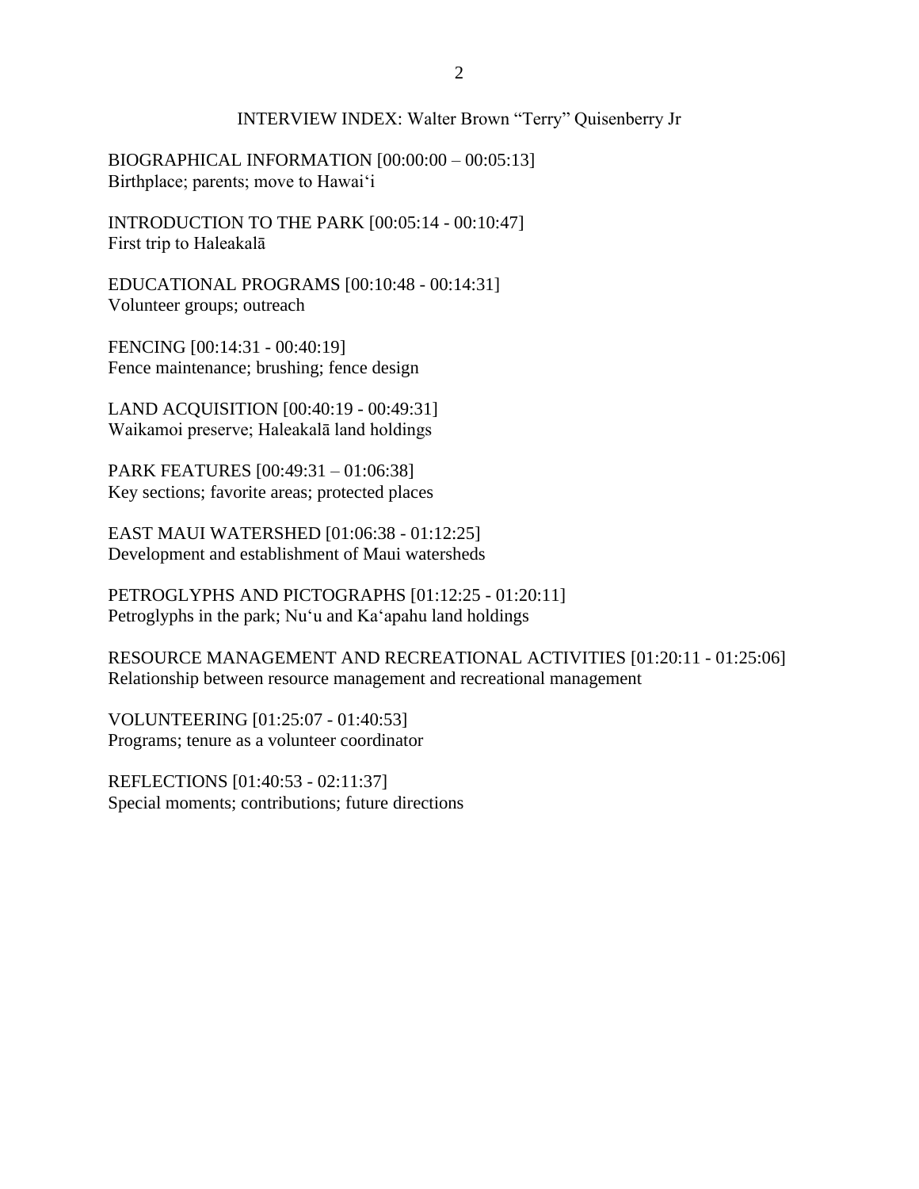# INTERVIEW INDEX: Walter Brown "Terry" Quisenberry Jr

BIOGRAPHICAL INFORMATION [00:00:00 – 00:05:13]
Birthplace; parents; move to Hawaiʻi

INTRODUCTION TO THE PARK [00:05:14 - 00:10:47]
First trip to Haleakalā

EDUCATIONAL PROGRAMS [00:10:48 - 00:14:31]
Volunteer groups; outreach

FENCING [00:14:31 - 00:40:19]
Fence maintenance; brushing; fence design

LAND ACQUISITION [00:40:19 - 00:49:31]
Waikamoi preserve; Haleakalā land holdings

PARK FEATURES [00:49:31 – 01:06:38]
Key sections; favorite areas; protected places

EAST MAUI WATERSHED [01:06:38 - 01:12:25]
Development and establishment of Maui watersheds

PETROGLYPHS AND PICTOGRAPHS [01:12:25 - 01:20:11]
Petroglyphs in the park; Nuʻu and Kaʻapahu land holdings

RESOURCE MANAGEMENT AND RECREATIONAL ACTIVITIES [01:20:11 - 01:25:06]
Relationship between resource management and recreational management

VOLUNTEERING [01:25:07 - 01:40:53]
Programs; tenure as a volunteer coordinator

REFLECTIONS [01:40:53 - 02:11:37]
Special moments; contributions; future directions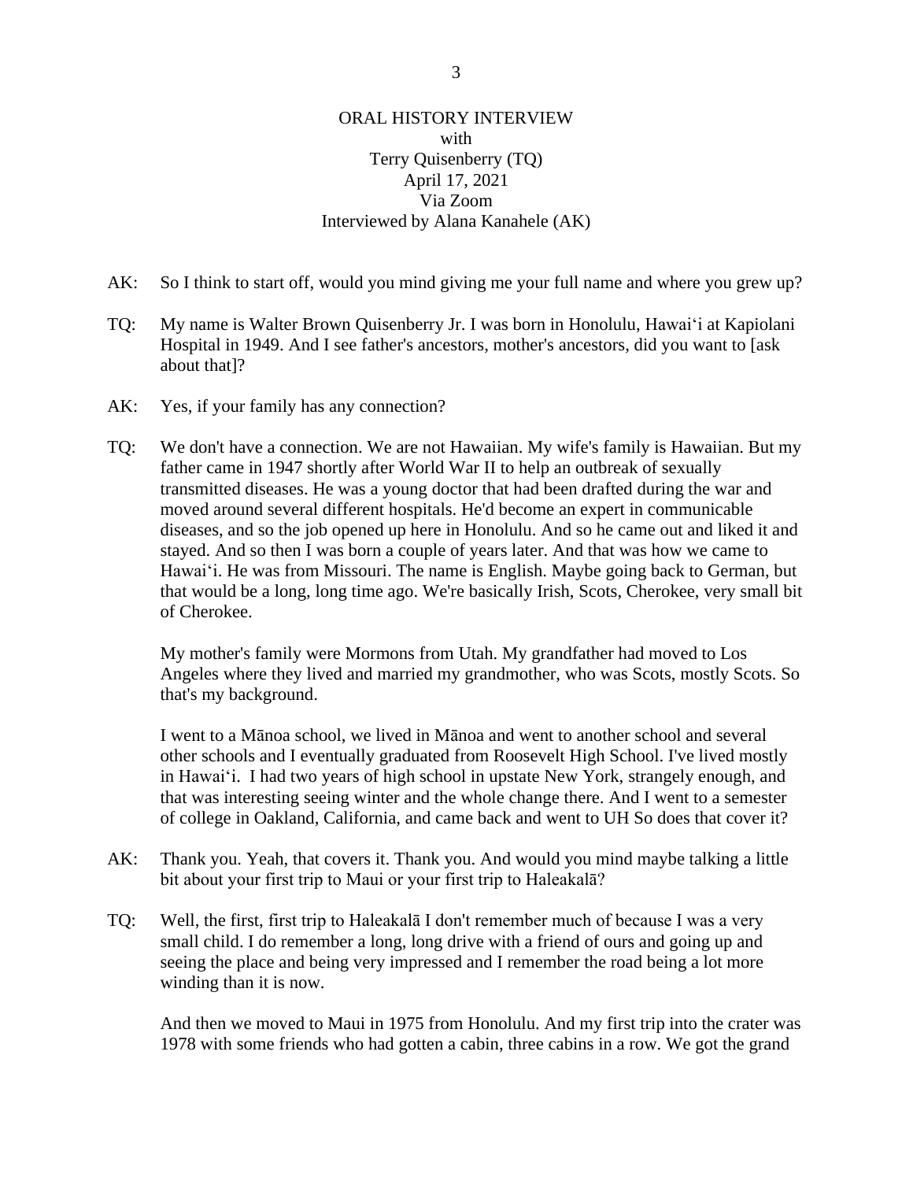ORAL HISTORY INTERVIEW
with
Terry Quisenberry (TQ)
April 17, 2021
Via Zoom
Interviewed by Alana Kanahele (AK)

AK: So I think to start off, would you mind giving me your full name and where you grew up?

TQ: My name is Walter Brown Quisenberry Jr. I was born in Honolulu, Hawaiʻi at Kapiolani Hospital in 1949. And I see father's ancestors, mother's ancestors, did you want to [ask about that]?

AK: Yes, if your family has any connection?

TQ: We don't have a connection. We are not Hawaiian. My wife's family is Hawaiian. But my father came in 1947 shortly after World War II to help an outbreak of sexually transmitted diseases. He was a young doctor that had been drafted during the war and moved around several different hospitals. He'd become an expert in communicable diseases, and so the job opened up here in Honolulu. And so he came out and liked it and stayed. And so then I was born a couple of years later. And that was how we came to Hawaiʻi. He was from Missouri. The name is English. Maybe going back to German, but that would be a long, long time ago. We're basically Irish, Scots, Cherokee, very small bit of Cherokee.

My mother's family were Mormons from Utah. My grandfather had moved to Los Angeles where they lived and married my grandmother, who was Scots, mostly Scots. So that's my background.

I went to a Mānoa school, we lived in Mānoa and went to another school and several other schools and I eventually graduated from Roosevelt High School. I've lived mostly in Hawaiʻi. I had two years of high school in upstate New York, strangely enough, and that was interesting seeing winter and the whole change there. And I went to a semester of college in Oakland, California, and came back and went to UH So does that cover it?

AK: Thank you. Yeah, that covers it. Thank you. And would you mind maybe talking a little bit about your first trip to Maui or your first trip to Haleakalā?

TQ: Well, the first, first trip to Haleakalā I don't remember much of because I was a very small child. I do remember a long, long drive with a friend of ours and going up and seeing the place and being very impressed and I remember the road being a lot more winding than it is now.

And then we moved to Maui in 1975 from Honolulu. And my first trip into the crater was 1978 with some friends who had gotten a cabin, three cabins in a row. We got the grand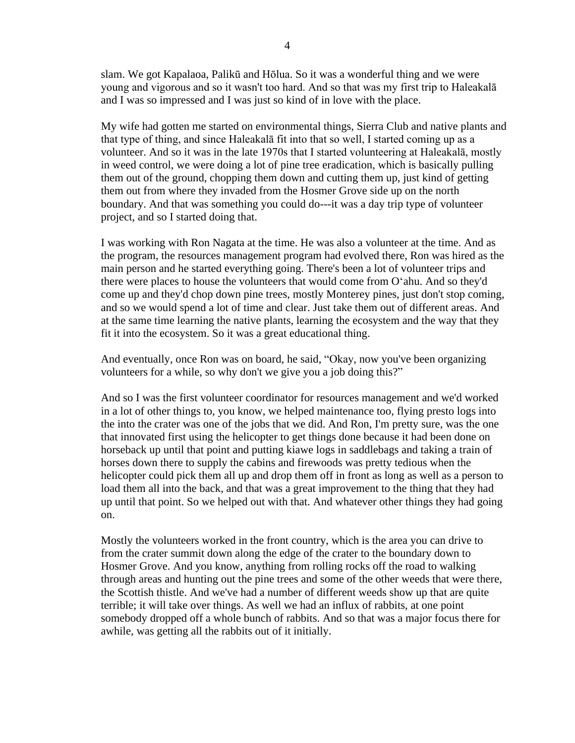slam. We got Kapalaoa, Palikū and Hōlua. So it was a wonderful thing and we were young and vigorous and so it wasn't too hard. And so that was my first trip to Haleakalā and I was so impressed and I was just so kind of in love with the place.

My wife had gotten me started on environmental things, Sierra Club and native plants and that type of thing, and since Haleakalā fit into that so well, I started coming up as a volunteer. And so it was in the late 1970s that I started volunteering at Haleakalā, mostly in weed control, we were doing a lot of pine tree eradication, which is basically pulling them out of the ground, chopping them down and cutting them up, just kind of getting them out from where they invaded from the Hosmer Grove side up on the north boundary. And that was something you could do---it was a day trip type of volunteer project, and so I started doing that.

I was working with Ron Nagata at the time. He was also a volunteer at the time. And as the program, the resources management program had evolved there, Ron was hired as the main person and he started everything going. There's been a lot of volunteer trips and there were places to house the volunteers that would come from Oʻahu. And so they'd come up and they'd chop down pine trees, mostly Monterey pines, just don't stop coming, and so we would spend a lot of time and clear. Just take them out of different areas. And at the same time learning the native plants, learning the ecosystem and the way that they fit it into the ecosystem. So it was a great educational thing.

And eventually, once Ron was on board, he said, "Okay, now you've been organizing volunteers for a while, so why don't we give you a job doing this?"

And so I was the first volunteer coordinator for resources management and we'd worked in a lot of other things to, you know, we helped maintenance too, flying presto logs into the into the crater was one of the jobs that we did. And Ron, I'm pretty sure, was the one that innovated first using the helicopter to get things done because it had been done on horseback up until that point and putting kiawe logs in saddlebags and taking a train of horses down there to supply the cabins and firewoods was pretty tedious when the helicopter could pick them all up and drop them off in front as long as well as a person to load them all into the back, and that was a great improvement to the thing that they had up until that point. So we helped out with that. And whatever other things they had going on.

Mostly the volunteers worked in the front country, which is the area you can drive to from the crater summit down along the edge of the crater to the boundary down to Hosmer Grove. And you know, anything from rolling rocks off the road to walking through areas and hunting out the pine trees and some of the other weeds that were there, the Scottish thistle. And we've had a number of different weeds show up that are quite terrible; it will take over things. As well we had an influx of rabbits, at one point somebody dropped off a whole bunch of rabbits. And so that was a major focus there for awhile, was getting all the rabbits out of it initially.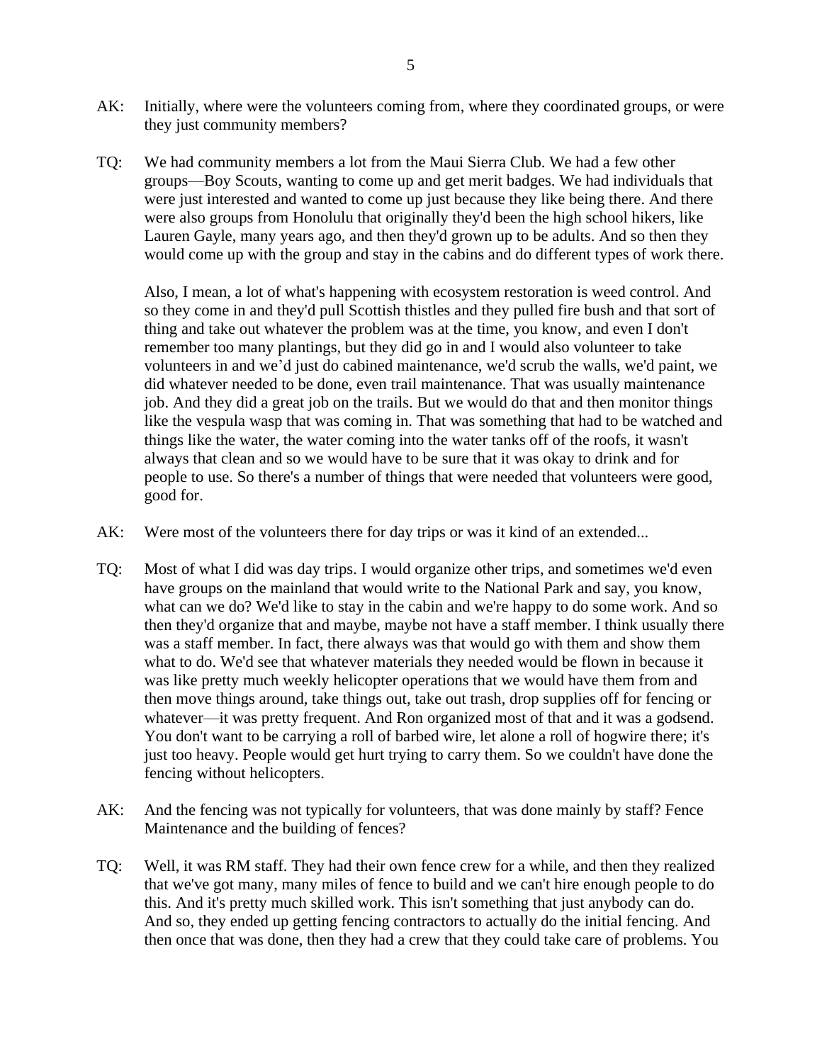AK: Initially, where were the volunteers coming from, where they coordinated groups, or were they just community members?

TQ: We had community members a lot from the Maui Sierra Club. We had a few other groups—Boy Scouts, wanting to come up and get merit badges. We had individuals that were just interested and wanted to come up just because they like being there. And there were also groups from Honolulu that originally they'd been the high school hikers, like Lauren Gayle, many years ago, and then they'd grown up to be adults. And so then they would come up with the group and stay in the cabins and do different types of work there.

Also, I mean, a lot of what's happening with ecosystem restoration is weed control. And so they come in and they'd pull Scottish thistles and they pulled fire bush and that sort of thing and take out whatever the problem was at the time, you know, and even I don't remember too many plantings, but they did go in and I would also volunteer to take volunteers in and we'd just do cabined maintenance, we'd scrub the walls, we'd paint, we did whatever needed to be done, even trail maintenance. That was usually maintenance job. And they did a great job on the trails. But we would do that and then monitor things like the vespula wasp that was coming in. That was something that had to be watched and things like the water, the water coming into the water tanks off of the roofs, it wasn't always that clean and so we would have to be sure that it was okay to drink and for people to use. So there's a number of things that were needed that volunteers were good, good for.

AK: Were most of the volunteers there for day trips or was it kind of an extended...

TQ: Most of what I did was day trips. I would organize other trips, and sometimes we'd even have groups on the mainland that would write to the National Park and say, you know, what can we do? We'd like to stay in the cabin and we're happy to do some work. And so then they'd organize that and maybe, maybe not have a staff member. I think usually there was a staff member. In fact, there always was that would go with them and show them what to do. We'd see that whatever materials they needed would be flown in because it was like pretty much weekly helicopter operations that we would have them from and then move things around, take things out, take out trash, drop supplies off for fencing or whatever—it was pretty frequent. And Ron organized most of that and it was a godsend. You don't want to be carrying a roll of barbed wire, let alone a roll of hogwire there; it's just too heavy. People would get hurt trying to carry them. So we couldn't have done the fencing without helicopters.

AK: And the fencing was not typically for volunteers, that was done mainly by staff? Fence Maintenance and the building of fences?

TQ: Well, it was RM staff. They had their own fence crew for a while, and then they realized that we've got many, many miles of fence to build and we can't hire enough people to do this. And it's pretty much skilled work. This isn't something that just anybody can do. And so, they ended up getting fencing contractors to actually do the initial fencing. And then once that was done, then they had a crew that they could take care of problems. You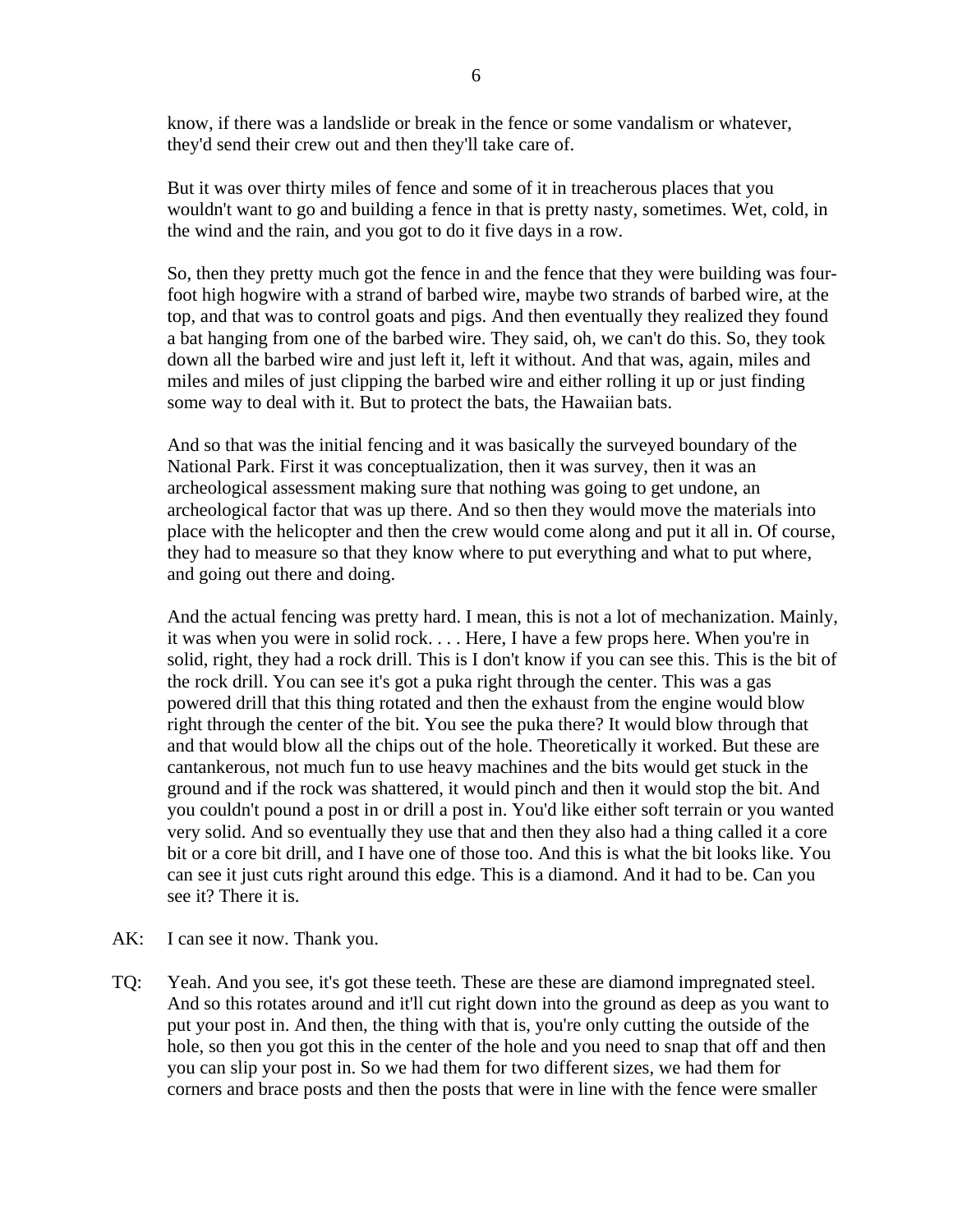know, if there was a landslide or break in the fence or some vandalism or whatever, they'd send their crew out and then they'll take care of.

But it was over thirty miles of fence and some of it in treacherous places that you wouldn't want to go and building a fence in that is pretty nasty, sometimes. Wet, cold, in the wind and the rain, and you got to do it five days in a row.

So, then they pretty much got the fence in and the fence that they were building was four-foot high hogwire with a strand of barbed wire, maybe two strands of barbed wire, at the top, and that was to control goats and pigs. And then eventually they realized they found a bat hanging from one of the barbed wire. They said, oh, we can't do this. So, they took down all the barbed wire and just left it, left it without. And that was, again, miles and miles and miles of just clipping the barbed wire and either rolling it up or just finding some way to deal with it. But to protect the bats, the Hawaiian bats.

And so that was the initial fencing and it was basically the surveyed boundary of the National Park. First it was conceptualization, then it was survey, then it was an archeological assessment making sure that nothing was going to get undone, an archeological factor that was up there. And so then they would move the materials into place with the helicopter and then the crew would come along and put it all in. Of course, they had to measure so that they know where to put everything and what to put where, and going out there and doing.

And the actual fencing was pretty hard. I mean, this is not a lot of mechanization. Mainly, it was when you were in solid rock. . . . Here, I have a few props here. When you're in solid, right, they had a rock drill. This is I don't know if you can see this. This is the bit of the rock drill. You can see it's got a puka right through the center. This was a gas powered drill that this thing rotated and then the exhaust from the engine would blow right through the center of the bit. You see the puka there? It would blow through that and that would blow all the chips out of the hole. Theoretically it worked. But these are cantankerous, not much fun to use heavy machines and the bits would get stuck in the ground and if the rock was shattered, it would pinch and then it would stop the bit. And you couldn't pound a post in or drill a post in. You'd like either soft terrain or you wanted very solid. And so eventually they use that and then they also had a thing called it a core bit or a core bit drill, and I have one of those too. And this is what the bit looks like. You can see it just cuts right around this edge. This is a diamond. And it had to be. Can you see it? There it is.

AK: I can see it now. Thank you.

TQ: Yeah. And you see, it's got these teeth. These are these are diamond impregnated steel. And so this rotates around and it'll cut right down into the ground as deep as you want to put your post in. And then, the thing with that is, you're only cutting the outside of the hole, so then you got this in the center of the hole and you need to snap that off and then you can slip your post in. So we had them for two different sizes, we had them for corners and brace posts and then the posts that were in line with the fence were smaller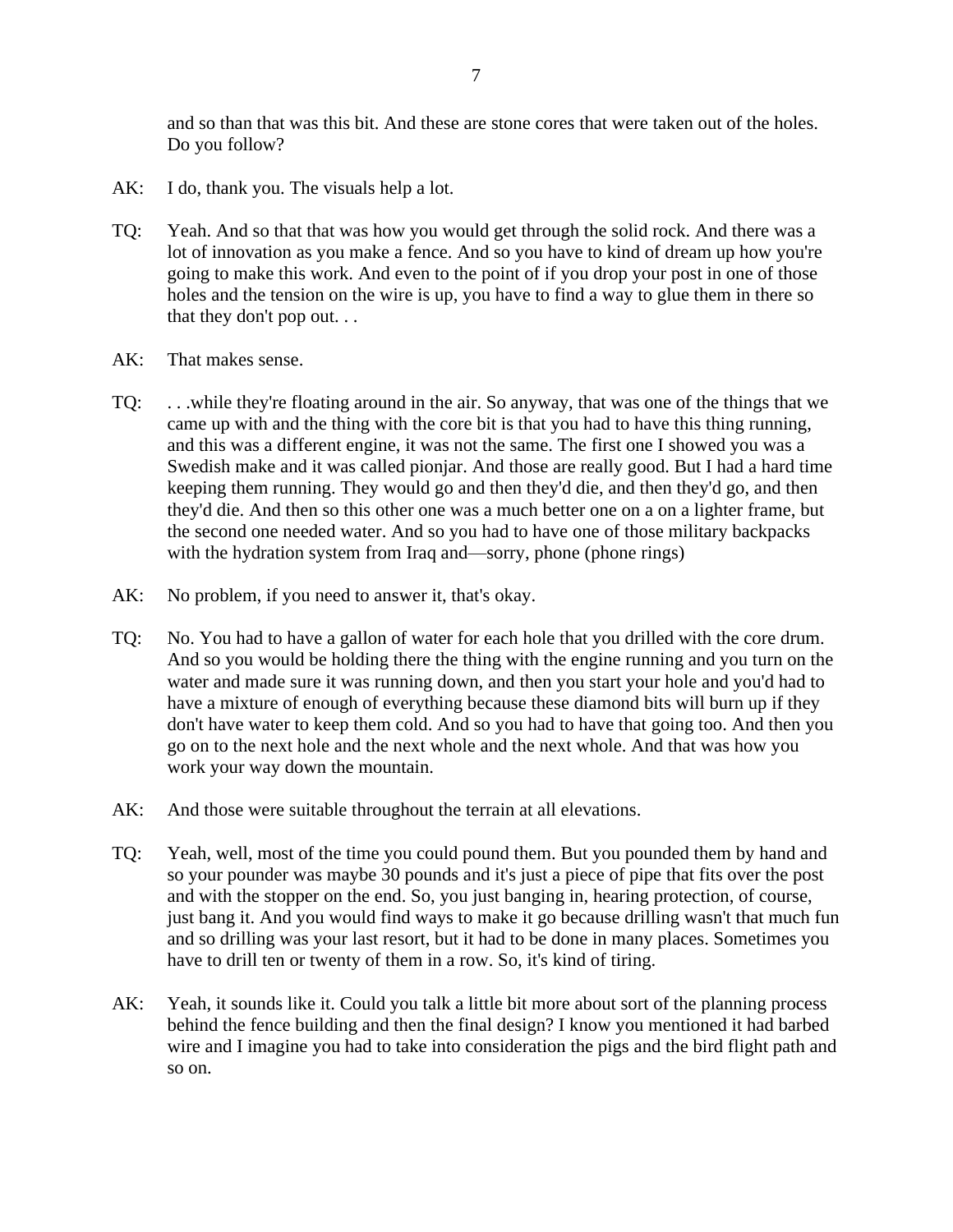and so than that was this bit. And these are stone cores that were taken out of the holes. Do you follow?

AK: I do, thank you. The visuals help a lot.

TQ: Yeah. And so that that was how you would get through the solid rock. And there was a lot of innovation as you make a fence. And so you have to kind of dream up how you're going to make this work. And even to the point of if you drop your post in one of those holes and the tension on the wire is up, you have to find a way to glue them in there so that they don't pop out. . .

AK: That makes sense.

TQ: . . .while they're floating around in the air. So anyway, that was one of the things that we came up with and the thing with the core bit is that you had to have this thing running, and this was a different engine, it was not the same. The first one I showed you was a Swedish make and it was called pionjar. And those are really good. But I had a hard time keeping them running. They would go and then they'd die, and then they'd go, and then they'd die. And then so this other one was a much better one on a on a lighter frame, but the second one needed water. And so you had to have one of those military backpacks with the hydration system from Iraq and—sorry, phone (phone rings)

AK: No problem, if you need to answer it, that's okay.

TQ: No. You had to have a gallon of water for each hole that you drilled with the core drum. And so you would be holding there the thing with the engine running and you turn on the water and made sure it was running down, and then you start your hole and you'd had to have a mixture of enough of everything because these diamond bits will burn up if they don't have water to keep them cold. And so you had to have that going too. And then you go on to the next hole and the next whole and the next whole. And that was how you work your way down the mountain.

AK: And those were suitable throughout the terrain at all elevations.

TQ: Yeah, well, most of the time you could pound them. But you pounded them by hand and so your pounder was maybe 30 pounds and it's just a piece of pipe that fits over the post and with the stopper on the end. So, you just banging in, hearing protection, of course, just bang it. And you would find ways to make it go because drilling wasn't that much fun and so drilling was your last resort, but it had to be done in many places. Sometimes you have to drill ten or twenty of them in a row. So, it's kind of tiring.

AK: Yeah, it sounds like it. Could you talk a little bit more about sort of the planning process behind the fence building and then the final design? I know you mentioned it had barbed wire and I imagine you had to take into consideration the pigs and the bird flight path and so on.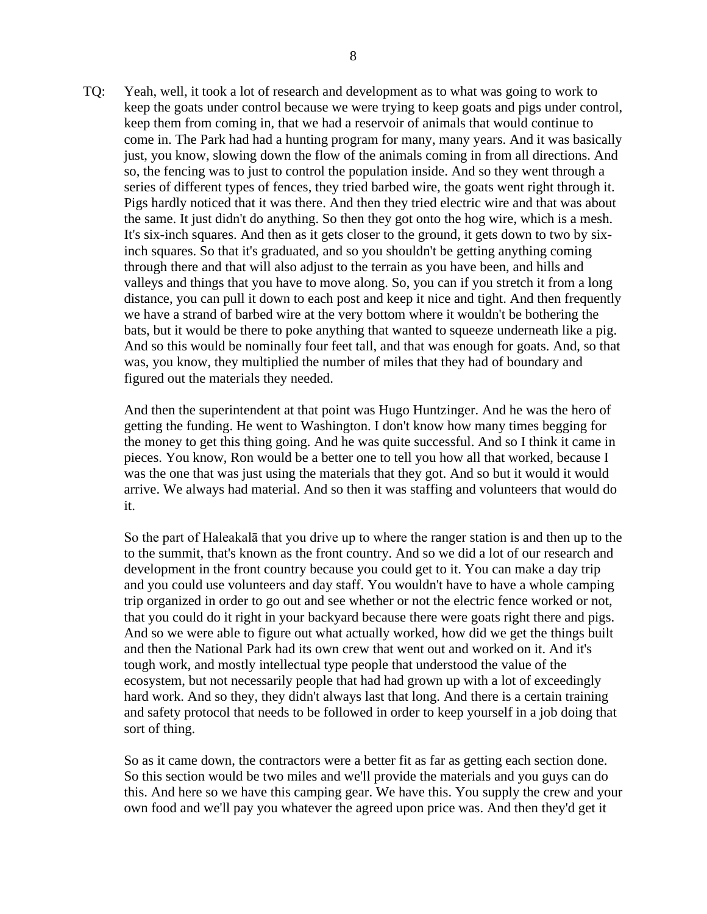TQ: Yeah, well, it took a lot of research and development as to what was going to work to keep the goats under control because we were trying to keep goats and pigs under control, keep them from coming in, that we had a reservoir of animals that would continue to come in. The Park had had a hunting program for many, many years. And it was basically just, you know, slowing down the flow of the animals coming in from all directions. And so, the fencing was to just to control the population inside. And so they went through a series of different types of fences, they tried barbed wire, the goats went right through it. Pigs hardly noticed that it was there. And then they tried electric wire and that was about the same. It just didn't do anything. So then they got onto the hog wire, which is a mesh. It's six-inch squares. And then as it gets closer to the ground, it gets down to two by six-inch squares. So that it's graduated, and so you shouldn't be getting anything coming through there and that will also adjust to the terrain as you have been, and hills and valleys and things that you have to move along. So, you can if you stretch it from a long distance, you can pull it down to each post and keep it nice and tight. And then frequently we have a strand of barbed wire at the very bottom where it wouldn't be bothering the bats, but it would be there to poke anything that wanted to squeeze underneath like a pig. And so this would be nominally four feet tall, and that was enough for goats. And, so that was, you know, they multiplied the number of miles that they had of boundary and figured out the materials they needed.

And then the superintendent at that point was Hugo Huntzinger. And he was the hero of getting the funding. He went to Washington. I don't know how many times begging for the money to get this thing going. And he was quite successful. And so I think it came in pieces. You know, Ron would be a better one to tell you how all that worked, because I was the one that was just using the materials that they got. And so but it would it would arrive. We always had material. And so then it was staffing and volunteers that would do it.

So the part of Haleakalā that you drive up to where the ranger station is and then up to the to the summit, that's known as the front country. And so we did a lot of our research and development in the front country because you could get to it. You can make a day trip and you could use volunteers and day staff. You wouldn't have to have a whole camping trip organized in order to go out and see whether or not the electric fence worked or not, that you could do it right in your backyard because there were goats right there and pigs. And so we were able to figure out what actually worked, how did we get the things built and then the National Park had its own crew that went out and worked on it. And it's tough work, and mostly intellectual type people that understood the value of the ecosystem, but not necessarily people that had had grown up with a lot of exceedingly hard work. And so they, they didn't always last that long. And there is a certain training and safety protocol that needs to be followed in order to keep yourself in a job doing that sort of thing.

So as it came down, the contractors were a better fit as far as getting each section done. So this section would be two miles and we'll provide the materials and you guys can do this. And here so we have this camping gear. We have this. You supply the crew and your own food and we'll pay you whatever the agreed upon price was. And then they'd get it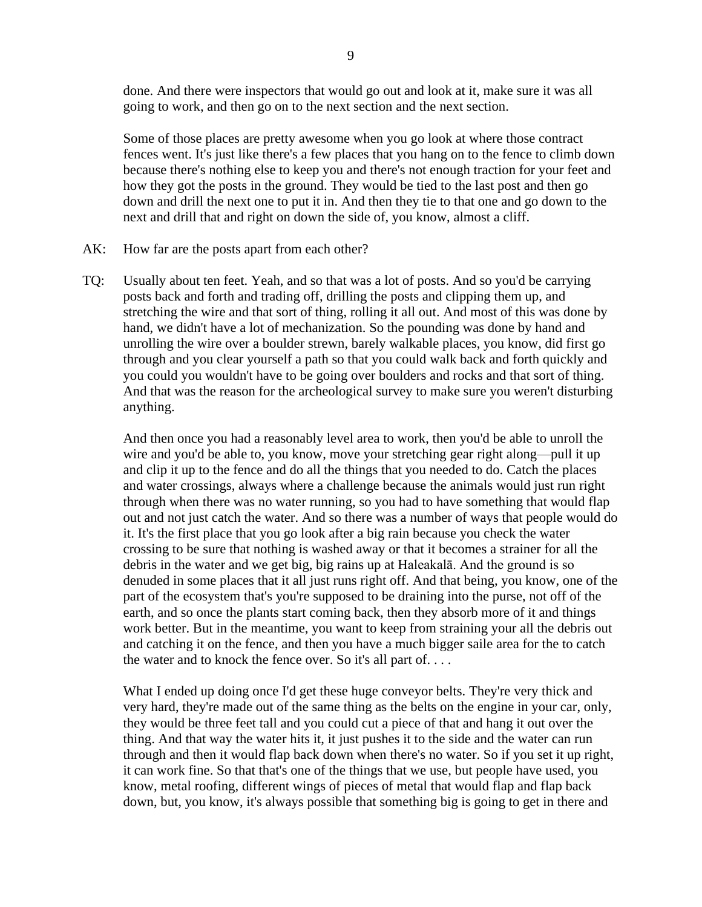done. And there were inspectors that would go out and look at it, make sure it was all going to work, and then go on to the next section and the next section.

Some of those places are pretty awesome when you go look at where those contract fences went. It's just like there's a few places that you hang on to the fence to climb down because there's nothing else to keep you and there's not enough traction for your feet and how they got the posts in the ground. They would be tied to the last post and then go down and drill the next one to put it in. And then they tie to that one and go down to the next and drill that and right on down the side of, you know, almost a cliff.

AK: How far are the posts apart from each other?

TQ: Usually about ten feet. Yeah, and so that was a lot of posts. And so you'd be carrying posts back and forth and trading off, drilling the posts and clipping them up, and stretching the wire and that sort of thing, rolling it all out. And most of this was done by hand, we didn't have a lot of mechanization. So the pounding was done by hand and unrolling the wire over a boulder strewn, barely walkable places, you know, did first go through and you clear yourself a path so that you could walk back and forth quickly and you could you wouldn't have to be going over boulders and rocks and that sort of thing. And that was the reason for the archeological survey to make sure you weren't disturbing anything.

And then once you had a reasonably level area to work, then you'd be able to unroll the wire and you'd be able to, you know, move your stretching gear right along—pull it up and clip it up to the fence and do all the things that you needed to do. Catch the places and water crossings, always where a challenge because the animals would just run right through when there was no water running, so you had to have something that would flap out and not just catch the water. And so there was a number of ways that people would do it. It's the first place that you go look after a big rain because you check the water crossing to be sure that nothing is washed away or that it becomes a strainer for all the debris in the water and we get big, big rains up at Haleakalā. And the ground is so denuded in some places that it all just runs right off. And that being, you know, one of the part of the ecosystem that's you're supposed to be draining into the purse, not off of the earth, and so once the plants start coming back, then they absorb more of it and things work better. But in the meantime, you want to keep from straining your all the debris out and catching it on the fence, and then you have a much bigger saile area for the to catch the water and to knock the fence over. So it's all part of. . . .

What I ended up doing once I'd get these huge conveyor belts. They're very thick and very hard, they're made out of the same thing as the belts on the engine in your car, only, they would be three feet tall and you could cut a piece of that and hang it out over the thing. And that way the water hits it, it just pushes it to the side and the water can run through and then it would flap back down when there's no water. So if you set it up right, it can work fine. So that that's one of the things that we use, but people have used, you know, metal roofing, different wings of pieces of metal that would flap and flap back down, but, you know, it's always possible that something big is going to get in there and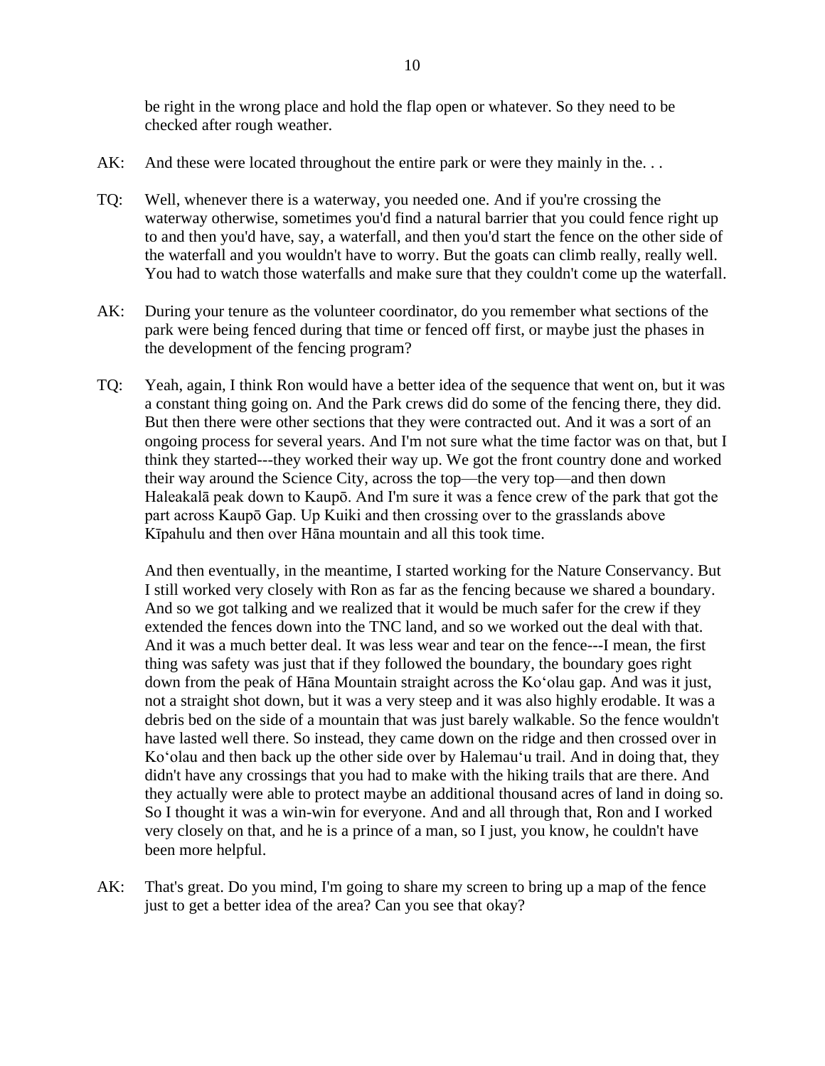be right in the wrong place and hold the flap open or whatever. So they need to be checked after rough weather.

AK: And these were located throughout the entire park or were they mainly in the. . .

TQ: Well, whenever there is a waterway, you needed one. And if you're crossing the waterway otherwise, sometimes you'd find a natural barrier that you could fence right up to and then you'd have, say, a waterfall, and then you'd start the fence on the other side of the waterfall and you wouldn't have to worry. But the goats can climb really, really well. You had to watch those waterfalls and make sure that they couldn't come up the waterfall.

AK: During your tenure as the volunteer coordinator, do you remember what sections of the park were being fenced during that time or fenced off first, or maybe just the phases in the development of the fencing program?

TQ: Yeah, again, I think Ron would have a better idea of the sequence that went on, but it was a constant thing going on. And the Park crews did do some of the fencing there, they did. But then there were other sections that they were contracted out. And it was a sort of an ongoing process for several years. And I'm not sure what the time factor was on that, but I think they started---they worked their way up. We got the front country done and worked their way around the Science City, across the top—the very top—and then down Haleakalā peak down to Kaupō. And I'm sure it was a fence crew of the park that got the part across Kaupō Gap. Up Kuiki and then crossing over to the grasslands above Kīpahulu and then over Hāna mountain and all this took time.

And then eventually, in the meantime, I started working for the Nature Conservancy. But I still worked very closely with Ron as far as the fencing because we shared a boundary. And so we got talking and we realized that it would be much safer for the crew if they extended the fences down into the TNC land, and so we worked out the deal with that. And it was a much better deal. It was less wear and tear on the fence---I mean, the first thing was safety was just that if they followed the boundary, the boundary goes right down from the peak of Hāna Mountain straight across the Koʻolau gap. And was it just, not a straight shot down, but it was a very steep and it was also highly erodable. It was a debris bed on the side of a mountain that was just barely walkable. So the fence wouldn't have lasted well there. So instead, they came down on the ridge and then crossed over in Koʻolau and then back up the other side over by Halemauʻu trail. And in doing that, they didn't have any crossings that you had to make with the hiking trails that are there. And they actually were able to protect maybe an additional thousand acres of land in doing so. So I thought it was a win-win for everyone. And and all through that, Ron and I worked very closely on that, and he is a prince of a man, so I just, you know, he couldn't have been more helpful.

AK: That's great. Do you mind, I'm going to share my screen to bring up a map of the fence just to get a better idea of the area? Can you see that okay?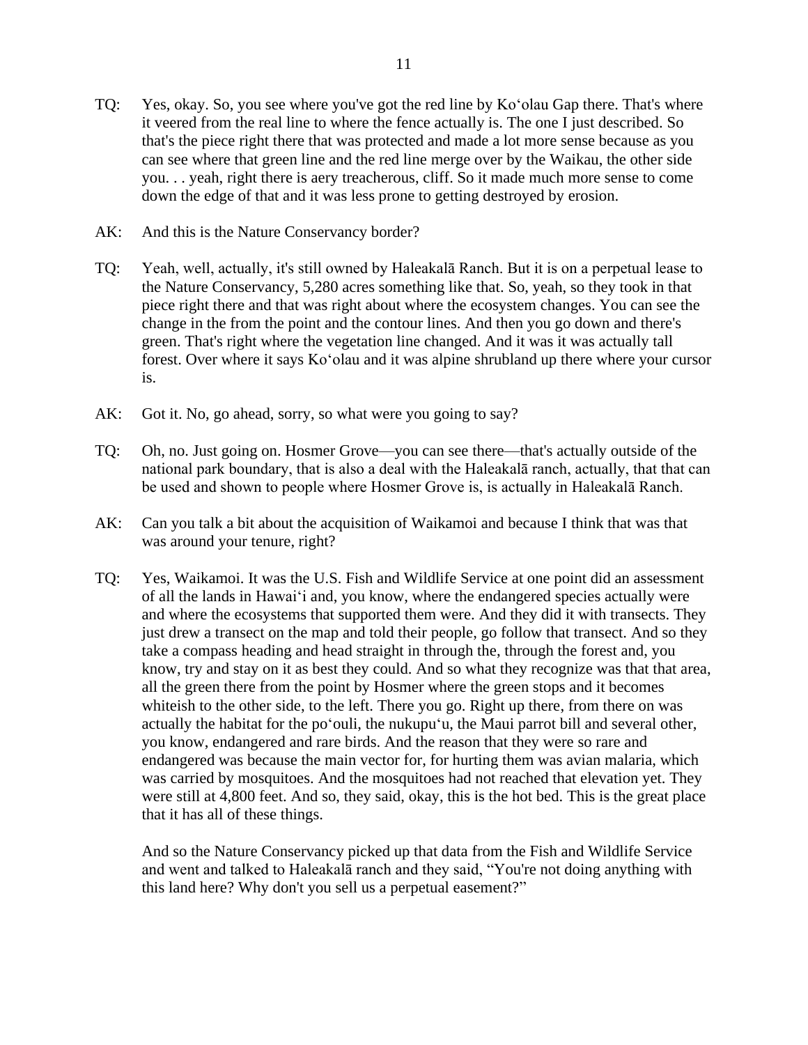TQ: Yes, okay. So, you see where you've got the red line by Koʻolau Gap there. That's where it veered from the real line to where the fence actually is. The one I just described. So that's the piece right there that was protected and made a lot more sense because as you can see where that green line and the red line merge over by the Waikau, the other side you. . . yeah, right there is aery treacherous, cliff. So it made much more sense to come down the edge of that and it was less prone to getting destroyed by erosion.

AK: And this is the Nature Conservancy border?

TQ: Yeah, well, actually, it's still owned by Haleakalā Ranch. But it is on a perpetual lease to the Nature Conservancy, 5,280 acres something like that. So, yeah, so they took in that piece right there and that was right about where the ecosystem changes. You can see the change in the from the point and the contour lines. And then you go down and there's green. That's right where the vegetation line changed. And it was it was actually tall forest. Over where it says Koʻolau and it was alpine shrubland up there where your cursor is.

AK: Got it. No, go ahead, sorry, so what were you going to say?

TQ: Oh, no. Just going on. Hosmer Grove—you can see there—that's actually outside of the national park boundary, that is also a deal with the Haleakalā ranch, actually, that that can be used and shown to people where Hosmer Grove is, is actually in Haleakalā Ranch.

AK: Can you talk a bit about the acquisition of Waikamoi and because I think that was that was around your tenure, right?

TQ: Yes, Waikamoi. It was the U.S. Fish and Wildlife Service at one point did an assessment of all the lands in Hawaiʻi and, you know, where the endangered species actually were and where the ecosystems that supported them were. And they did it with transects. They just drew a transect on the map and told their people, go follow that transect. And so they take a compass heading and head straight in through the, through the forest and, you know, try and stay on it as best they could. And so what they recognize was that that area, all the green there from the point by Hosmer where the green stops and it becomes whiteish to the other side, to the left. There you go. Right up there, from there on was actually the habitat for the poʻouli, the nukupuʻu, the Maui parrot bill and several other, you know, endangered and rare birds. And the reason that they were so rare and endangered was because the main vector for, for hurting them was avian malaria, which was carried by mosquitoes. And the mosquitoes had not reached that elevation yet. They were still at 4,800 feet. And so, they said, okay, this is the hot bed. This is the great place that it has all of these things.

And so the Nature Conservancy picked up that data from the Fish and Wildlife Service and went and talked to Haleakalā ranch and they said, "You're not doing anything with this land here? Why don't you sell us a perpetual easement?"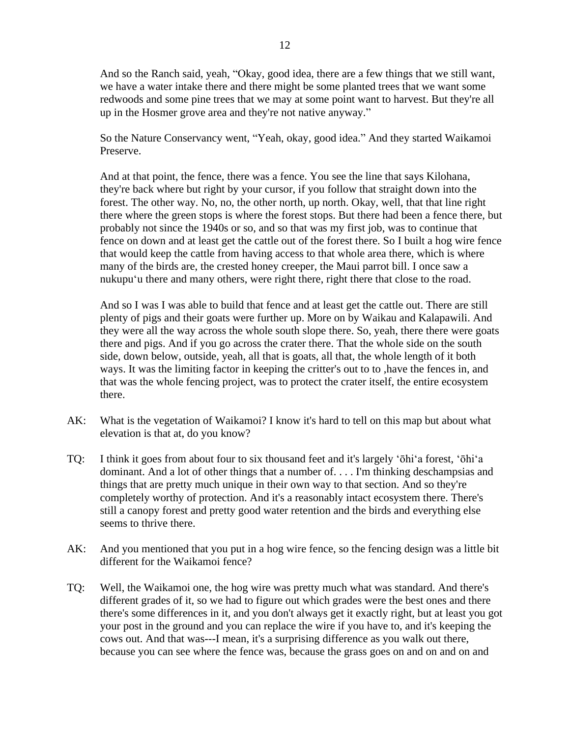And so the Ranch said, yeah, "Okay, good idea, there are a few things that we still want, we have a water intake there and there might be some planted trees that we want some redwoods and some pine trees that we may at some point want to harvest. But they're all up in the Hosmer grove area and they're not native anyway."

So the Nature Conservancy went, "Yeah, okay, good idea." And they started Waikamoi Preserve.

And at that point, the fence, there was a fence. You see the line that says Kilohana, they're back where but right by your cursor, if you follow that straight down into the forest. The other way. No, no, the other north, up north. Okay, well, that that line right there where the green stops is where the forest stops. But there had been a fence there, but probably not since the 1940s or so, and so that was my first job, was to continue that fence on down and at least get the cattle out of the forest there. So I built a hog wire fence that would keep the cattle from having access to that whole area there, which is where many of the birds are, the crested honey creeper, the Maui parrot bill. I once saw a nukupu'u there and many others, were right there, right there that close to the road.

And so I was I was able to build that fence and at least get the cattle out. There are still plenty of pigs and their goats were further up. More on by Waikau and Kalapawili. And they were all the way across the whole south slope there. So, yeah, there there were goats there and pigs. And if you go across the crater there. That the whole side on the south side, down below, outside, yeah, all that is goats, all that, the whole length of it both ways. It was the limiting factor in keeping the critter's out to to ,have the fences in, and that was the whole fencing project, was to protect the crater itself, the entire ecosystem there.

AK: What is the vegetation of Waikamoi? I know it's hard to tell on this map but about what elevation is that at, do you know?

TQ: I think it goes from about four to six thousand feet and it's largely 'ōhi'a forest, 'ōhi'a dominant. And a lot of other things that a number of. . . . I'm thinking deschampsias and things that are pretty much unique in their own way to that section. And so they're completely worthy of protection. And it's a reasonably intact ecosystem there. There's still a canopy forest and pretty good water retention and the birds and everything else seems to thrive there.

AK: And you mentioned that you put in a hog wire fence, so the fencing design was a little bit different for the Waikamoi fence?

TQ: Well, the Waikamoi one, the hog wire was pretty much what was standard. And there's different grades of it, so we had to figure out which grades were the best ones and there there's some differences in it, and you don't always get it exactly right, but at least you got your post in the ground and you can replace the wire if you have to, and it's keeping the cows out. And that was---I mean, it's a surprising difference as you walk out there, because you can see where the fence was, because the grass goes on and on and on and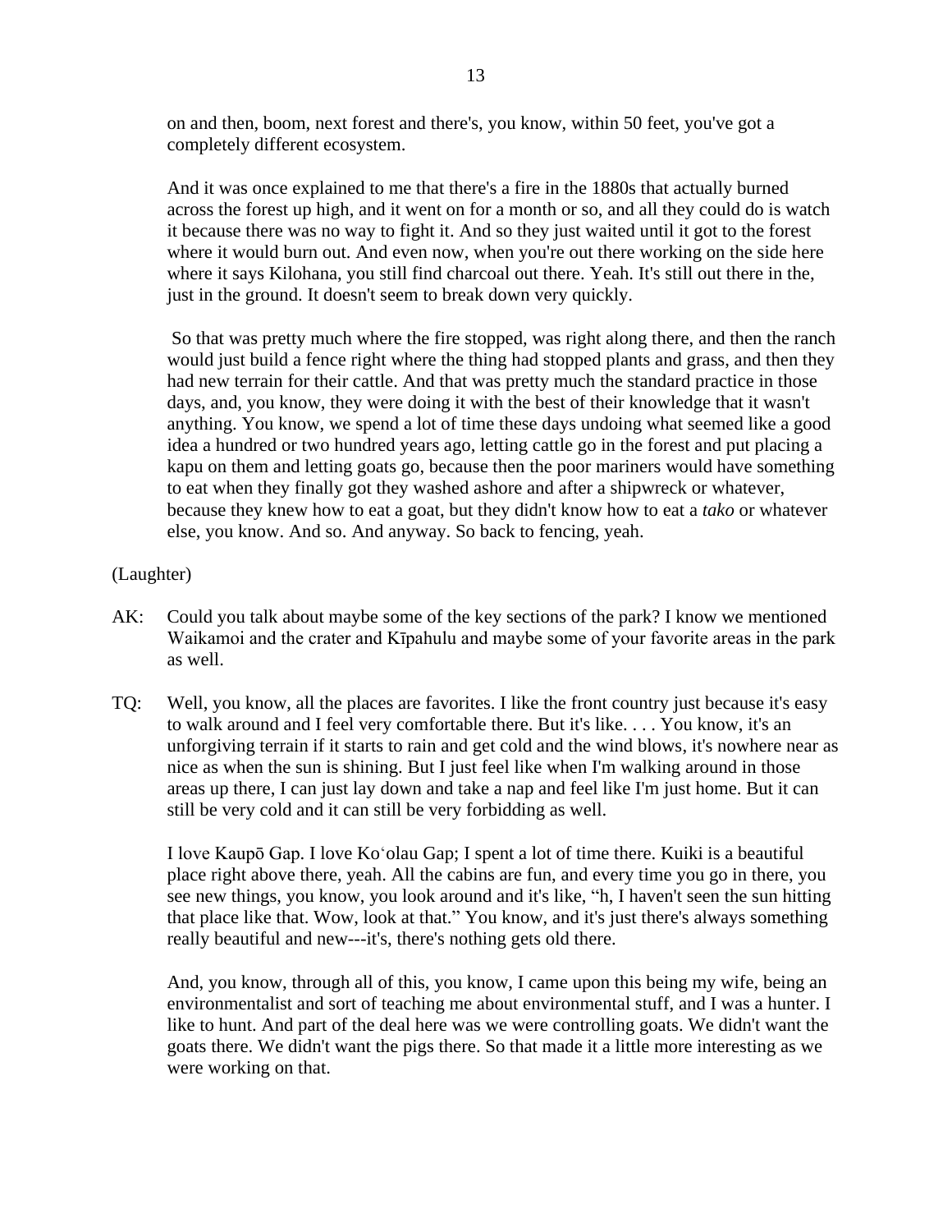on and then, boom, next forest and there's, you know, within 50 feet, you've got a completely different ecosystem.

And it was once explained to me that there's a fire in the 1880s that actually burned across the forest up high, and it went on for a month or so, and all they could do is watch it because there was no way to fight it. And so they just waited until it got to the forest where it would burn out. And even now, when you're out there working on the side here where it says Kilohana, you still find charcoal out there. Yeah. It's still out there in the, just in the ground. It doesn't seem to break down very quickly.

So that was pretty much where the fire stopped, was right along there, and then the ranch would just build a fence right where the thing had stopped plants and grass, and then they had new terrain for their cattle. And that was pretty much the standard practice in those days, and, you know, they were doing it with the best of their knowledge that it wasn't anything. You know, we spend a lot of time these days undoing what seemed like a good idea a hundred or two hundred years ago, letting cattle go in the forest and put placing a kapu on them and letting goats go, because then the poor mariners would have something to eat when they finally got they washed ashore and after a shipwreck or whatever, because they knew how to eat a goat, but they didn't know how to eat a *tako* or whatever else, you know. And so. And anyway. So back to fencing, yeah.

(Laughter)

AK: Could you talk about maybe some of the key sections of the park? I know we mentioned Waikamoi and the crater and Kīpahulu and maybe some of your favorite areas in the park as well.

TQ: Well, you know, all the places are favorites. I like the front country just because it's easy to walk around and I feel very comfortable there. But it's like. . . . You know, it's an unforgiving terrain if it starts to rain and get cold and the wind blows, it's nowhere near as nice as when the sun is shining. But I just feel like when I'm walking around in those areas up there, I can just lay down and take a nap and feel like I'm just home. But it can still be very cold and it can still be very forbidding as well.

I love Kaupō Gap. I love Koʻolau Gap; I spent a lot of time there. Kuiki is a beautiful place right above there, yeah. All the cabins are fun, and every time you go in there, you see new things, you know, you look around and it's like, "h, I haven't seen the sun hitting that place like that. Wow, look at that." You know, and it's just there's always something really beautiful and new---it's, there's nothing gets old there.

And, you know, through all of this, you know, I came upon this being my wife, being an environmentalist and sort of teaching me about environmental stuff, and I was a hunter. I like to hunt. And part of the deal here was we were controlling goats. We didn't want the goats there. We didn't want the pigs there. So that made it a little more interesting as we were working on that.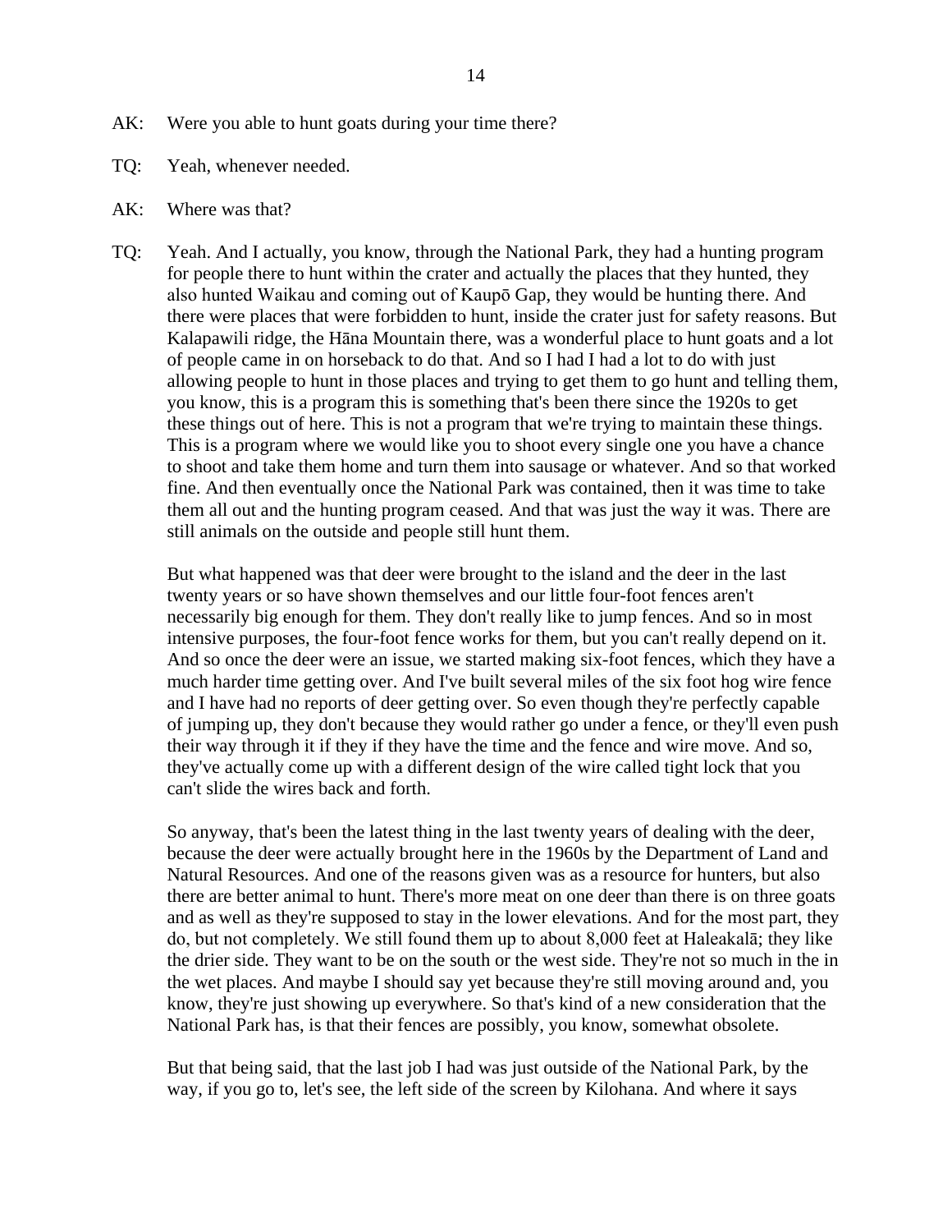AK: Were you able to hunt goats during your time there?

TQ: Yeah, whenever needed.

AK: Where was that?

TQ: Yeah. And I actually, you know, through the National Park, they had a hunting program for people there to hunt within the crater and actually the places that they hunted, they also hunted Waikau and coming out of Kaupō Gap, they would be hunting there. And there were places that were forbidden to hunt, inside the crater just for safety reasons. But Kalapawili ridge, the Hāna Mountain there, was a wonderful place to hunt goats and a lot of people came in on horseback to do that. And so I had I had a lot to do with just allowing people to hunt in those places and trying to get them to go hunt and telling them, you know, this is a program this is something that's been there since the 1920s to get these things out of here. This is not a program that we're trying to maintain these things. This is a program where we would like you to shoot every single one you have a chance to shoot and take them home and turn them into sausage or whatever. And so that worked fine. And then eventually once the National Park was contained, then it was time to take them all out and the hunting program ceased. And that was just the way it was. There are still animals on the outside and people still hunt them.

But what happened was that deer were brought to the island and the deer in the last twenty years or so have shown themselves and our little four-foot fences aren't necessarily big enough for them. They don't really like to jump fences. And so in most intensive purposes, the four-foot fence works for them, but you can't really depend on it. And so once the deer were an issue, we started making six-foot fences, which they have a much harder time getting over. And I've built several miles of the six foot hog wire fence and I have had no reports of deer getting over. So even though they're perfectly capable of jumping up, they don't because they would rather go under a fence, or they'll even push their way through it if they if they have the time and the fence and wire move. And so, they've actually come up with a different design of the wire called tight lock that you can't slide the wires back and forth.

So anyway, that's been the latest thing in the last twenty years of dealing with the deer, because the deer were actually brought here in the 1960s by the Department of Land and Natural Resources. And one of the reasons given was as a resource for hunters, but also there are better animal to hunt. There's more meat on one deer than there is on three goats and as well as they're supposed to stay in the lower elevations. And for the most part, they do, but not completely. We still found them up to about 8,000 feet at Haleakalā; they like the drier side. They want to be on the south or the west side. They're not so much in the in the wet places. And maybe I should say yet because they're still moving around and, you know, they're just showing up everywhere. So that's kind of a new consideration that the National Park has, is that their fences are possibly, you know, somewhat obsolete.

But that being said, that the last job I had was just outside of the National Park, by the way, if you go to, let's see, the left side of the screen by Kilohana. And where it says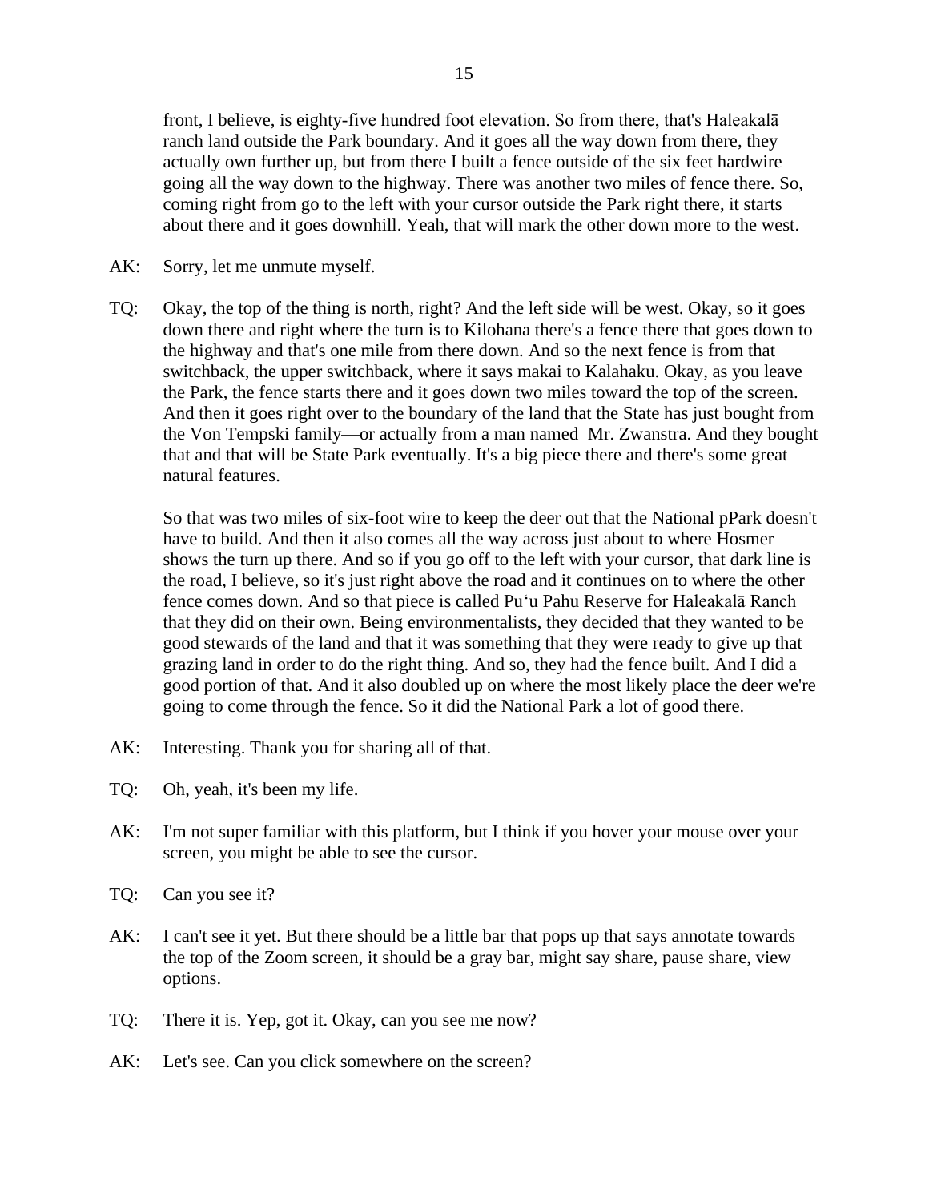front, I believe, is eighty-five hundred foot elevation. So from there, that's Haleakalā ranch land outside the Park boundary. And it goes all the way down from there, they actually own further up, but from there I built a fence outside of the six feet hardwire going all the way down to the highway. There was another two miles of fence there. So, coming right from go to the left with your cursor outside the Park right there, it starts about there and it goes downhill. Yeah, that will mark the other down more to the west.

AK: Sorry, let me unmute myself.

TQ: Okay, the top of the thing is north, right? And the left side will be west. Okay, so it goes down there and right where the turn is to Kilohana there's a fence there that goes down to the highway and that's one mile from there down. And so the next fence is from that switchback, the upper switchback, where it says makai to Kalahaku. Okay, as you leave the Park, the fence starts there and it goes down two miles toward the top of the screen. And then it goes right over to the boundary of the land that the State has just bought from the Von Tempski family—or actually from a man named Mr. Zwanstra. And they bought that and that will be State Park eventually. It's a big piece there and there's some great natural features.

So that was two miles of six-foot wire to keep the deer out that the National pPark doesn't have to build. And then it also comes all the way across just about to where Hosmer shows the turn up there. And so if you go off to the left with your cursor, that dark line is the road, I believe, so it's just right above the road and it continues on to where the other fence comes down. And so that piece is called Puʻu Pahu Reserve for Haleakalā Ranch that they did on their own. Being environmentalists, they decided that they wanted to be good stewards of the land and that it was something that they were ready to give up that grazing land in order to do the right thing. And so, they had the fence built. And I did a good portion of that. And it also doubled up on where the most likely place the deer we're going to come through the fence. So it did the National Park a lot of good there.

AK: Interesting. Thank you for sharing all of that.

TQ: Oh, yeah, it's been my life.

AK: I'm not super familiar with this platform, but I think if you hover your mouse over your screen, you might be able to see the cursor.

TQ: Can you see it?

AK: I can't see it yet. But there should be a little bar that pops up that says annotate towards the top of the Zoom screen, it should be a gray bar, might say share, pause share, view options.

TQ: There it is. Yep, got it. Okay, can you see me now?

AK: Let's see. Can you click somewhere on the screen?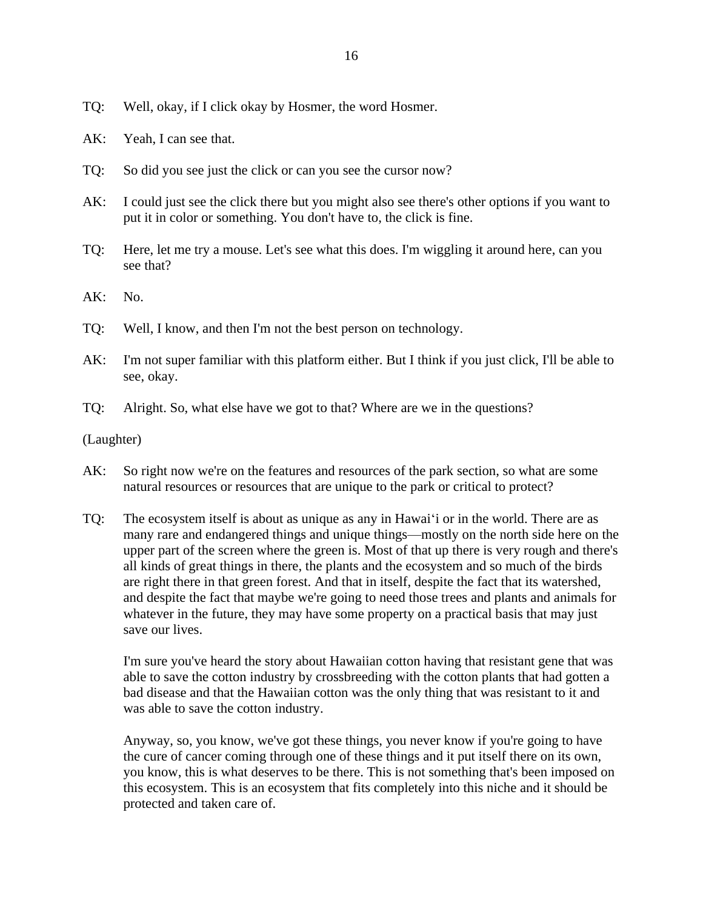TQ: Well, okay, if I click okay by Hosmer, the word Hosmer.

AK: Yeah, I can see that.

TQ: So did you see just the click or can you see the cursor now?

AK: I could just see the click there but you might also see there's other options if you want to put it in color or something. You don't have to, the click is fine.

TQ: Here, let me try a mouse. Let's see what this does. I'm wiggling it around here, can you see that?

AK: No.

TQ: Well, I know, and then I'm not the best person on technology.

AK: I'm not super familiar with this platform either. But I think if you just click, I'll be able to see, okay.

TQ: Alright. So, what else have we got to that? Where are we in the questions?

(Laughter)

AK: So right now we're on the features and resources of the park section, so what are some natural resources or resources that are unique to the park or critical to protect?

TQ: The ecosystem itself is about as unique as any in Hawaiʻi or in the world. There are as many rare and endangered things and unique things—mostly on the north side here on the upper part of the screen where the green is. Most of that up there is very rough and there's all kinds of great things in there, the plants and the ecosystem and so much of the birds are right there in that green forest. And that in itself, despite the fact that its watershed, and despite the fact that maybe we're going to need those trees and plants and animals for whatever in the future, they may have some property on a practical basis that may just save our lives.

I'm sure you've heard the story about Hawaiian cotton having that resistant gene that was able to save the cotton industry by crossbreeding with the cotton plants that had gotten a bad disease and that the Hawaiian cotton was the only thing that was resistant to it and was able to save the cotton industry.

Anyway, so, you know, we've got these things, you never know if you're going to have the cure of cancer coming through one of these things and it put itself there on its own, you know, this is what deserves to be there. This is not something that's been imposed on this ecosystem. This is an ecosystem that fits completely into this niche and it should be protected and taken care of.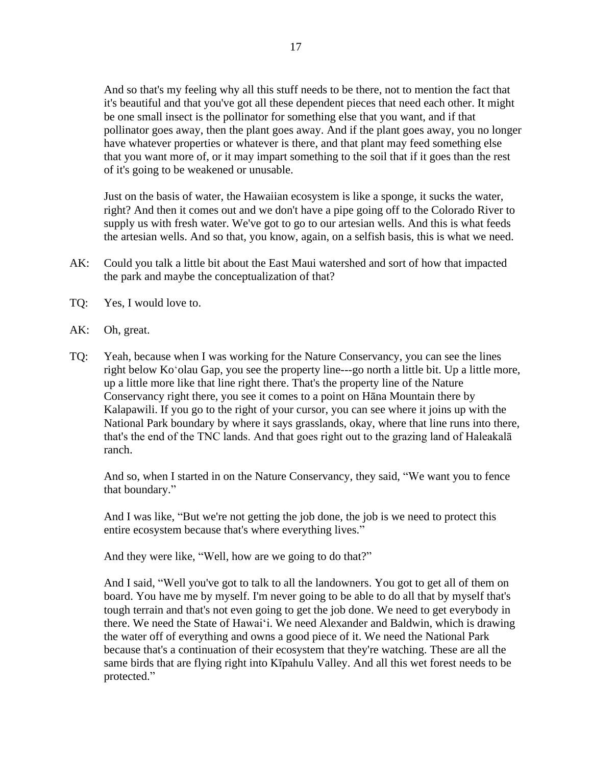And so that's my feeling why all this stuff needs to be there, not to mention the fact that it's beautiful and that you've got all these dependent pieces that need each other. It might be one small insect is the pollinator for something else that you want, and if that pollinator goes away, then the plant goes away. And if the plant goes away, you no longer have whatever properties or whatever is there, and that plant may feed something else that you want more of, or it may impart something to the soil that if it goes than the rest of it's going to be weakened or unusable.

Just on the basis of water, the Hawaiian ecosystem is like a sponge, it sucks the water, right? And then it comes out and we don't have a pipe going off to the Colorado River to supply us with fresh water. We've got to go to our artesian wells. And this is what feeds the artesian wells. And so that, you know, again, on a selfish basis, this is what we need.

AK: Could you talk a little bit about the East Maui watershed and sort of how that impacted the park and maybe the conceptualization of that?

TQ: Yes, I would love to.

AK: Oh, great.

TQ: Yeah, because when I was working for the Nature Conservancy, you can see the lines right below Koʻolau Gap, you see the property line---go north a little bit. Up a little more, up a little more like that line right there. That's the property line of the Nature Conservancy right there, you see it comes to a point on Hāna Mountain there by Kalapawili. If you go to the right of your cursor, you can see where it joins up with the National Park boundary by where it says grasslands, okay, where that line runs into there, that's the end of the TNC lands. And that goes right out to the grazing land of Haleakalā ranch.

And so, when I started in on the Nature Conservancy, they said, "We want you to fence that boundary."

And I was like, "But we're not getting the job done, the job is we need to protect this entire ecosystem because that's where everything lives."

And they were like, "Well, how are we going to do that?"

And I said, "Well you've got to talk to all the landowners. You got to get all of them on board. You have me by myself. I'm never going to be able to do all that by myself that's tough terrain and that's not even going to get the job done. We need to get everybody in there. We need the State of Hawaiʻi. We need Alexander and Baldwin, which is drawing the water off of everything and owns a good piece of it. We need the National Park because that's a continuation of their ecosystem that they're watching. These are all the same birds that are flying right into Kīpahulu Valley. And all this wet forest needs to be protected."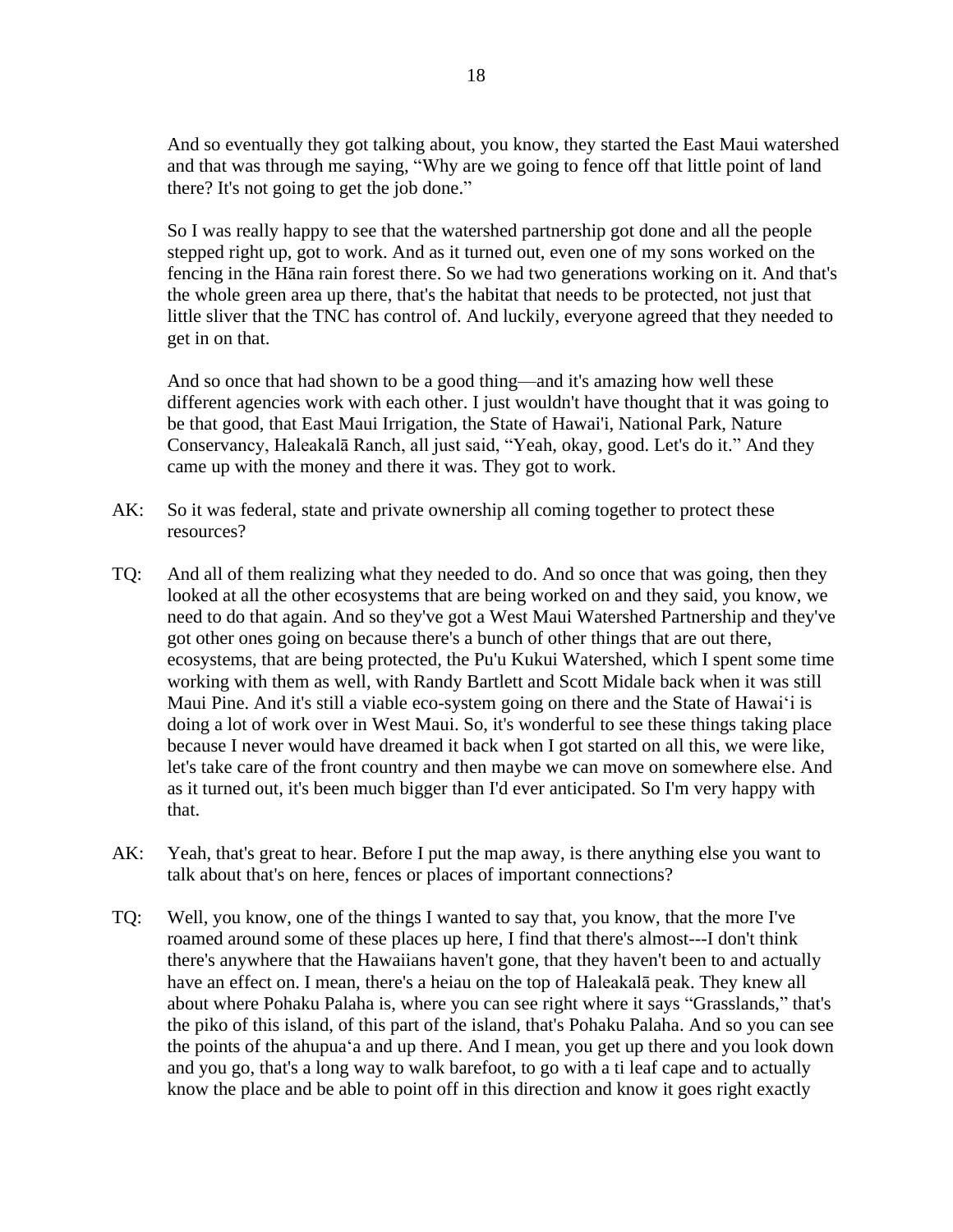And so eventually they got talking about, you know, they started the East Maui watershed and that was through me saying, "Why are we going to fence off that little point of land there? It's not going to get the job done."

So I was really happy to see that the watershed partnership got done and all the people stepped right up, got to work. And as it turned out, even one of my sons worked on the fencing in the Hāna rain forest there. So we had two generations working on it. And that's the whole green area up there, that's the habitat that needs to be protected, not just that little sliver that the TNC has control of. And luckily, everyone agreed that they needed to get in on that.

And so once that had shown to be a good thing—and it's amazing how well these different agencies work with each other. I just wouldn't have thought that it was going to be that good, that East Maui Irrigation, the State of Hawai'i, National Park, Nature Conservancy, Haleakalā Ranch, all just said, "Yeah, okay, good. Let's do it." And they came up with the money and there it was. They got to work.

AK: So it was federal, state and private ownership all coming together to protect these resources?

TQ: And all of them realizing what they needed to do. And so once that was going, then they looked at all the other ecosystems that are being worked on and they said, you know, we need to do that again. And so they've got a West Maui Watershed Partnership and they've got other ones going on because there's a bunch of other things that are out there, ecosystems, that are being protected, the Pu'u Kukui Watershed, which I spent some time working with them as well, with Randy Bartlett and Scott Midale back when it was still Maui Pine. And it's still a viable eco-system going on there and the State of Hawaiʻi is doing a lot of work over in West Maui. So, it's wonderful to see these things taking place because I never would have dreamed it back when I got started on all this, we were like, let's take care of the front country and then maybe we can move on somewhere else. And as it turned out, it's been much bigger than I'd ever anticipated. So I'm very happy with that.

AK: Yeah, that's great to hear. Before I put the map away, is there anything else you want to talk about that's on here, fences or places of important connections?

TQ: Well, you know, one of the things I wanted to say that, you know, that the more I've roamed around some of these places up here, I find that there's almost---I don't think there's anywhere that the Hawaiians haven't gone, that they haven't been to and actually have an effect on. I mean, there's a heiau on the top of Haleakalā peak. They knew all about where Pohaku Palaha is, where you can see right where it says "Grasslands," that's the piko of this island, of this part of the island, that's Pohaku Palaha. And so you can see the points of the ahupuaʻa and up there. And I mean, you get up there and you look down and you go, that's a long way to walk barefoot, to go with a ti leaf cape and to actually know the place and be able to point off in this direction and know it goes right exactly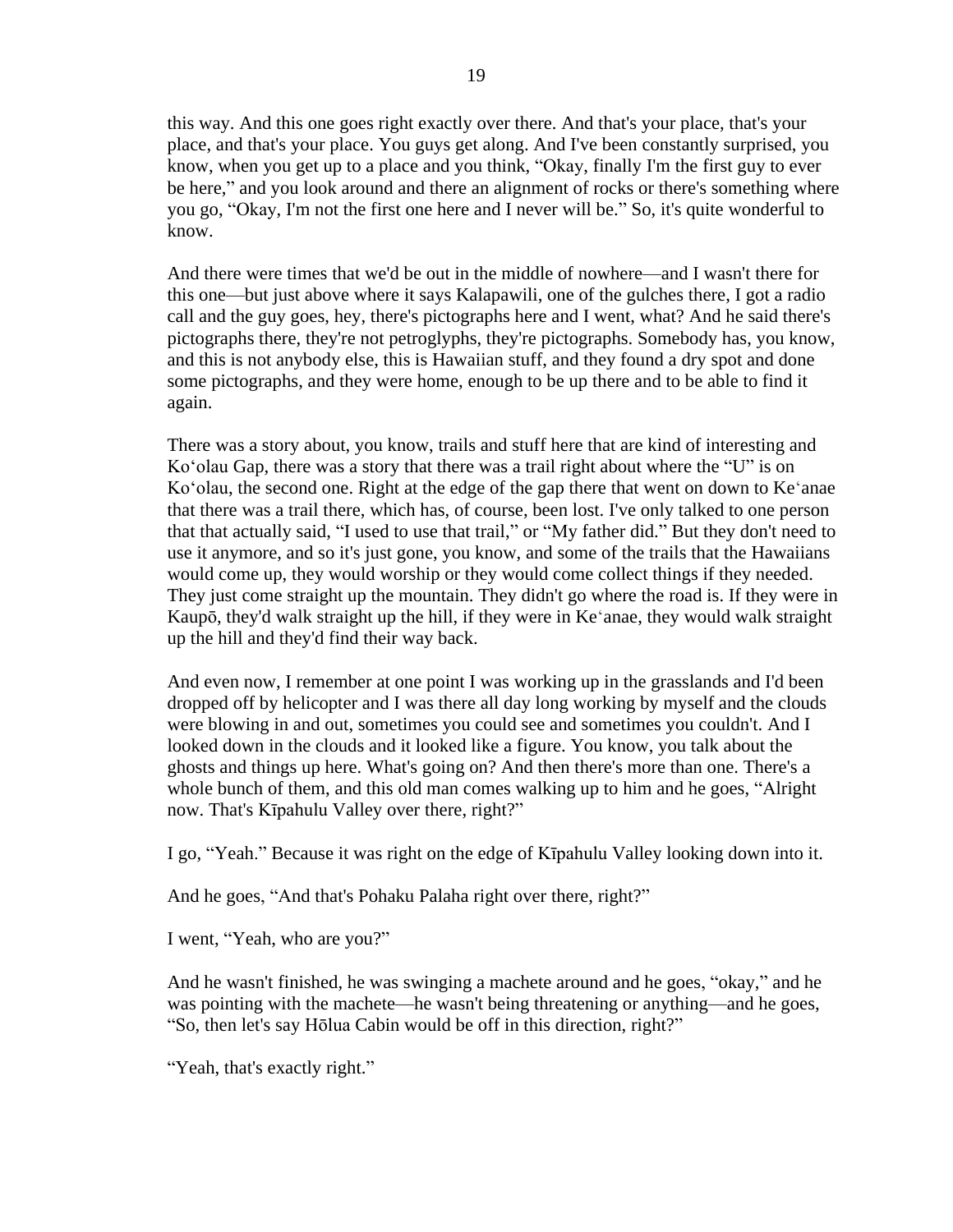this way. And this one goes right exactly over there. And that's your place, that's your place, and that's your place. You guys get along. And I've been constantly surprised, you know, when you get up to a place and you think, "Okay, finally I'm the first guy to ever be here," and you look around and there an alignment of rocks or there's something where you go, "Okay, I'm not the first one here and I never will be." So, it's quite wonderful to know.

And there were times that we'd be out in the middle of nowhere—and I wasn't there for this one—but just above where it says Kalapawili, one of the gulches there, I got a radio call and the guy goes, hey, there's pictographs here and I went, what? And he said there's pictographs there, they're not petroglyphs, they're pictographs. Somebody has, you know, and this is not anybody else, this is Hawaiian stuff, and they found a dry spot and done some pictographs, and they were home, enough to be up there and to be able to find it again.

There was a story about, you know, trails and stuff here that are kind of interesting and Koʻolau Gap, there was a story that there was a trail right about where the "U" is on Koʻolau, the second one. Right at the edge of the gap there that went on down to Keʻanae that there was a trail there, which has, of course, been lost. I've only talked to one person that that actually said, "I used to use that trail," or "My father did." But they don't need to use it anymore, and so it's just gone, you know, and some of the trails that the Hawaiians would come up, they would worship or they would come collect things if they needed. They just come straight up the mountain. They didn't go where the road is. If they were in Kaupō, they'd walk straight up the hill, if they were in Keʻanae, they would walk straight up the hill and they'd find their way back.

And even now, I remember at one point I was working up in the grasslands and I'd been dropped off by helicopter and I was there all day long working by myself and the clouds were blowing in and out, sometimes you could see and sometimes you couldn't. And I looked down in the clouds and it looked like a figure. You know, you talk about the ghosts and things up here. What's going on? And then there's more than one. There's a whole bunch of them, and this old man comes walking up to him and he goes, "Alright now. That's Kīpahulu Valley over there, right?"

I go, "Yeah." Because it was right on the edge of Kīpahulu Valley looking down into it.

And he goes, "And that's Pohaku Palaha right over there, right?"

I went, "Yeah, who are you?"

And he wasn't finished, he was swinging a machete around and he goes, "okay," and he was pointing with the machete—he wasn't being threatening or anything—and he goes, "So, then let's say Hōlua Cabin would be off in this direction, right?"

"Yeah, that's exactly right."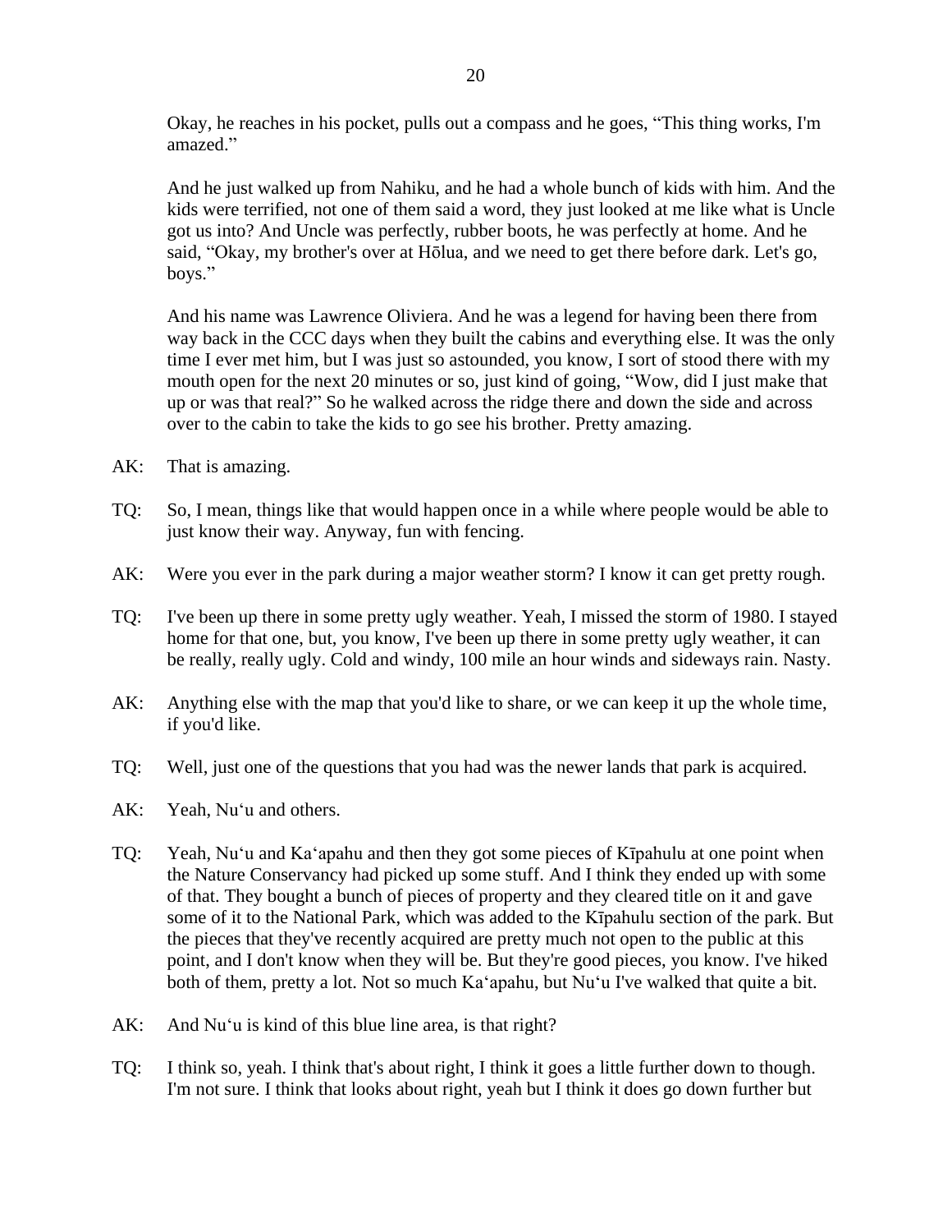Okay, he reaches in his pocket, pulls out a compass and he goes, "This thing works, I'm amazed."

And he just walked up from Nahiku, and he had a whole bunch of kids with him. And the kids were terrified, not one of them said a word, they just looked at me like what is Uncle got us into? And Uncle was perfectly, rubber boots, he was perfectly at home. And he said, "Okay, my brother's over at Hōlua, and we need to get there before dark. Let's go, boys."

And his name was Lawrence Oliviera. And he was a legend for having been there from way back in the CCC days when they built the cabins and everything else. It was the only time I ever met him, but I was just so astounded, you know, I sort of stood there with my mouth open for the next 20 minutes or so, just kind of going, "Wow, did I just make that up or was that real?" So he walked across the ridge there and down the side and across over to the cabin to take the kids to go see his brother. Pretty amazing.

AK: That is amazing.

TQ: So, I mean, things like that would happen once in a while where people would be able to just know their way. Anyway, fun with fencing.

AK: Were you ever in the park during a major weather storm? I know it can get pretty rough.

TQ: I've been up there in some pretty ugly weather. Yeah, I missed the storm of 1980. I stayed home for that one, but, you know, I've been up there in some pretty ugly weather, it can be really, really ugly. Cold and windy, 100 mile an hour winds and sideways rain. Nasty.

AK: Anything else with the map that you'd like to share, or we can keep it up the whole time, if you'd like.

TQ: Well, just one of the questions that you had was the newer lands that park is acquired.

AK: Yeah, Nuʻu and others.

TQ: Yeah, Nuʻu and Kaʻapahu and then they got some pieces of Kīpahulu at one point when the Nature Conservancy had picked up some stuff. And I think they ended up with some of that. They bought a bunch of pieces of property and they cleared title on it and gave some of it to the National Park, which was added to the Kīpahulu section of the park. But the pieces that they've recently acquired are pretty much not open to the public at this point, and I don't know when they will be. But they're good pieces, you know. I've hiked both of them, pretty a lot. Not so much Kaʻapahu, but Nuʻu I've walked that quite a bit.

AK: And Nuʻu is kind of this blue line area, is that right?

TQ: I think so, yeah. I think that's about right, I think it goes a little further down to though. I'm not sure. I think that looks about right, yeah but I think it does go down further but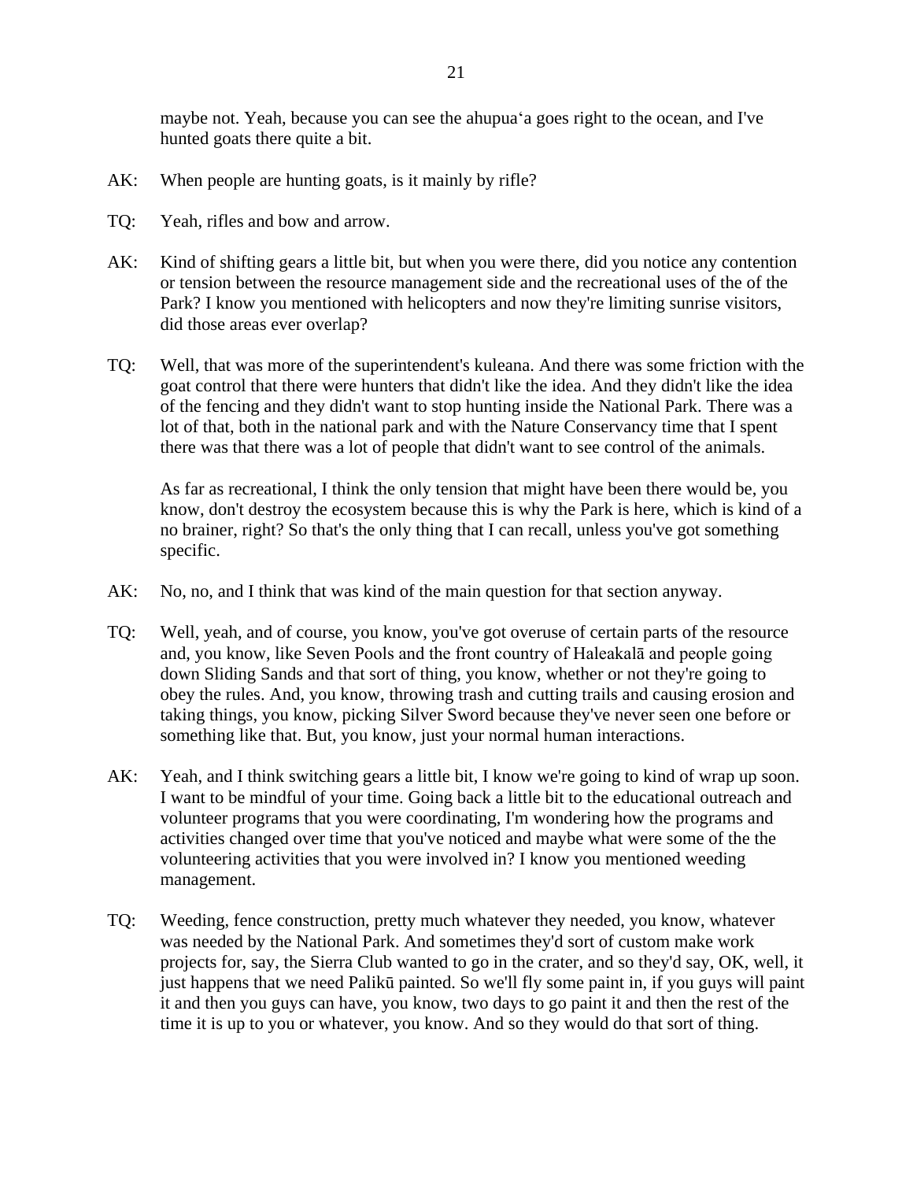maybe not. Yeah, because you can see the ahupuaʻa goes right to the ocean, and I've hunted goats there quite a bit.

AK: When people are hunting goats, is it mainly by rifle?

TQ: Yeah, rifles and bow and arrow.

AK: Kind of shifting gears a little bit, but when you were there, did you notice any contention or tension between the resource management side and the recreational uses of the of the Park? I know you mentioned with helicopters and now they're limiting sunrise visitors, did those areas ever overlap?

TQ: Well, that was more of the superintendent's kuleana. And there was some friction with the goat control that there were hunters that didn't like the idea. And they didn't like the idea of the fencing and they didn't want to stop hunting inside the National Park. There was a lot of that, both in the national park and with the Nature Conservancy time that I spent there was that there was a lot of people that didn't want to see control of the animals.

As far as recreational, I think the only tension that might have been there would be, you know, don't destroy the ecosystem because this is why the Park is here, which is kind of a no brainer, right? So that's the only thing that I can recall, unless you've got something specific.

AK: No, no, and I think that was kind of the main question for that section anyway.

TQ: Well, yeah, and of course, you know, you've got overuse of certain parts of the resource and, you know, like Seven Pools and the front country of Haleakalā and people going down Sliding Sands and that sort of thing, you know, whether or not they're going to obey the rules. And, you know, throwing trash and cutting trails and causing erosion and taking things, you know, picking Silver Sword because they've never seen one before or something like that. But, you know, just your normal human interactions.

AK: Yeah, and I think switching gears a little bit, I know we're going to kind of wrap up soon. I want to be mindful of your time. Going back a little bit to the educational outreach and volunteer programs that you were coordinating, I'm wondering how the programs and activities changed over time that you've noticed and maybe what were some of the the volunteering activities that you were involved in? I know you mentioned weeding management.

TQ: Weeding, fence construction, pretty much whatever they needed, you know, whatever was needed by the National Park. And sometimes they'd sort of custom make work projects for, say, the Sierra Club wanted to go in the crater, and so they'd say, OK, well, it just happens that we need Palikū painted. So we'll fly some paint in, if you guys will paint it and then you guys can have, you know, two days to go paint it and then the rest of the time it is up to you or whatever, you know. And so they would do that sort of thing.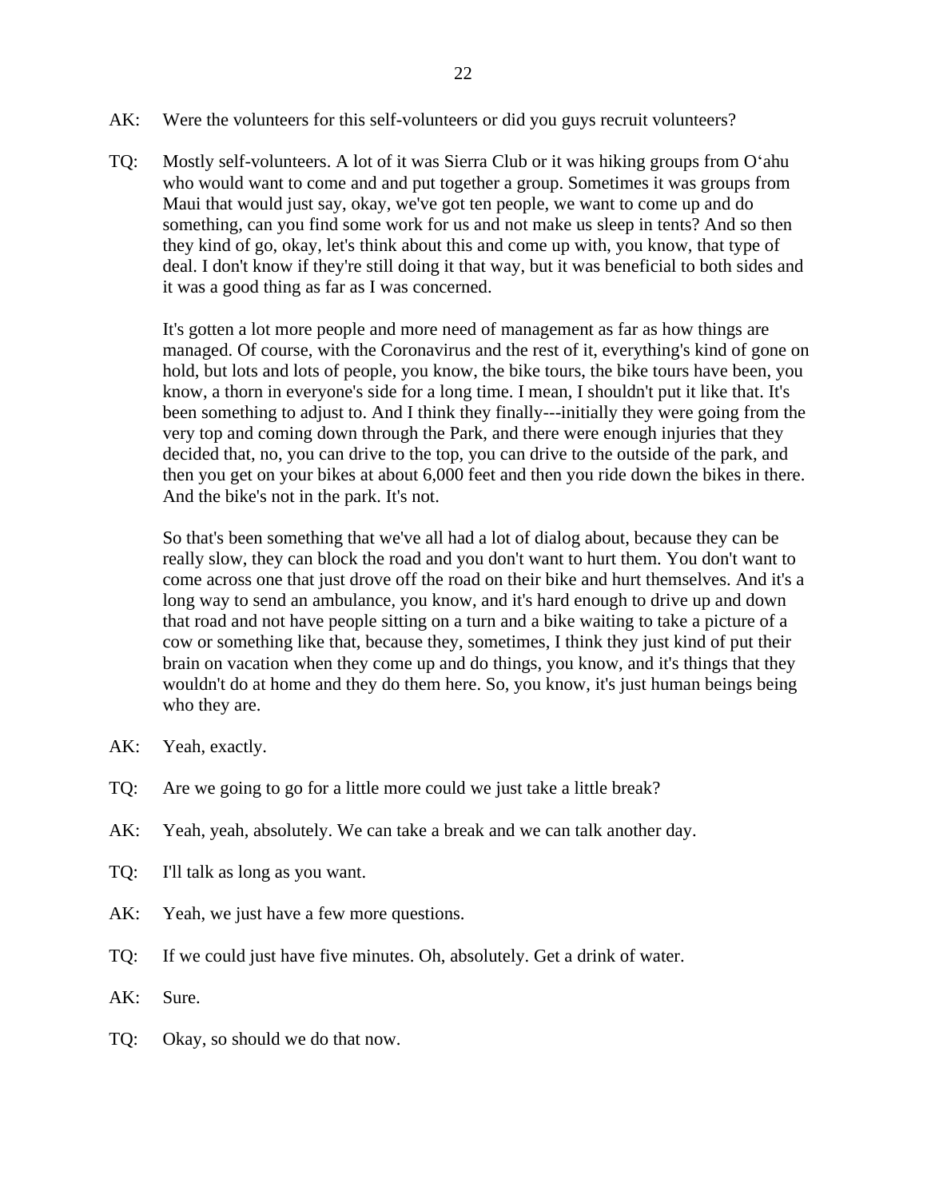AK: Were the volunteers for this self-volunteers or did you guys recruit volunteers?

TQ: Mostly self-volunteers. A lot of it was Sierra Club or it was hiking groups from Oʻahu who would want to come and and put together a group. Sometimes it was groups from Maui that would just say, okay, we've got ten people, we want to come up and do something, can you find some work for us and not make us sleep in tents? And so then they kind of go, okay, let's think about this and come up with, you know, that type of deal. I don't know if they're still doing it that way, but it was beneficial to both sides and it was a good thing as far as I was concerned.

It's gotten a lot more people and more need of management as far as how things are managed. Of course, with the Coronavirus and the rest of it, everything's kind of gone on hold, but lots and lots of people, you know, the bike tours, the bike tours have been, you know, a thorn in everyone's side for a long time. I mean, I shouldn't put it like that. It's been something to adjust to. And I think they finally---initially they were going from the very top and coming down through the Park, and there were enough injuries that they decided that, no, you can drive to the top, you can drive to the outside of the park, and then you get on your bikes at about 6,000 feet and then you ride down the bikes in there. And the bike's not in the park. It's not.

So that's been something that we've all had a lot of dialog about, because they can be really slow, they can block the road and you don't want to hurt them. You don't want to come across one that just drove off the road on their bike and hurt themselves. And it's a long way to send an ambulance, you know, and it's hard enough to drive up and down that road and not have people sitting on a turn and a bike waiting to take a picture of a cow or something like that, because they, sometimes, I think they just kind of put their brain on vacation when they come up and do things, you know, and it's things that they wouldn't do at home and they do them here. So, you know, it's just human beings being who they are.

AK: Yeah, exactly.

TQ: Are we going to go for a little more could we just take a little break?

AK: Yeah, yeah, absolutely. We can take a break and we can talk another day.

TQ: I'll talk as long as you want.

AK: Yeah, we just have a few more questions.

TQ: If we could just have five minutes. Oh, absolutely. Get a drink of water.

AK: Sure.

TQ: Okay, so should we do that now.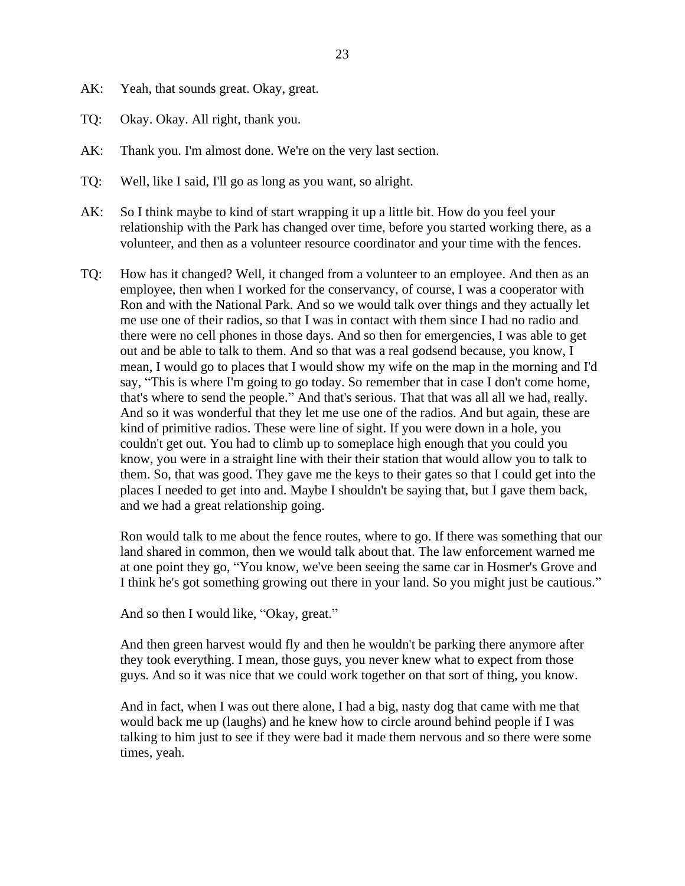AK: Yeah, that sounds great. Okay, great.

TQ: Okay. Okay. All right, thank you.

AK: Thank you. I'm almost done. We're on the very last section.

TQ: Well, like I said, I'll go as long as you want, so alright.

AK: So I think maybe to kind of start wrapping it up a little bit. How do you feel your relationship with the Park has changed over time, before you started working there, as a volunteer, and then as a volunteer resource coordinator and your time with the fences.

TQ: How has it changed? Well, it changed from a volunteer to an employee. And then as an employee, then when I worked for the conservancy, of course, I was a cooperator with Ron and with the National Park. And so we would talk over things and they actually let me use one of their radios, so that I was in contact with them since I had no radio and there were no cell phones in those days. And so then for emergencies, I was able to get out and be able to talk to them. And so that was a real godsend because, you know, I mean, I would go to places that I would show my wife on the map in the morning and I'd say, "This is where I'm going to go today. So remember that in case I don't come home, that's where to send the people." And that's serious. That that was all all we had, really. And so it was wonderful that they let me use one of the radios. And but again, these are kind of primitive radios. These were line of sight. If you were down in a hole, you couldn't get out. You had to climb up to someplace high enough that you could you know, you were in a straight line with their their station that would allow you to talk to them. So, that was good. They gave me the keys to their gates so that I could get into the places I needed to get into and. Maybe I shouldn't be saying that, but I gave them back, and we had a great relationship going.

Ron would talk to me about the fence routes, where to go. If there was something that our land shared in common, then we would talk about that. The law enforcement warned me at one point they go, "You know, we've been seeing the same car in Hosmer's Grove and I think he's got something growing out there in your land. So you might just be cautious."

And so then I would like, "Okay, great."

And then green harvest would fly and then he wouldn't be parking there anymore after they took everything. I mean, those guys, you never knew what to expect from those guys. And so it was nice that we could work together on that sort of thing, you know.

And in fact, when I was out there alone, I had a big, nasty dog that came with me that would back me up (laughs) and he knew how to circle around behind people if I was talking to him just to see if they were bad it made them nervous and so there were some times, yeah.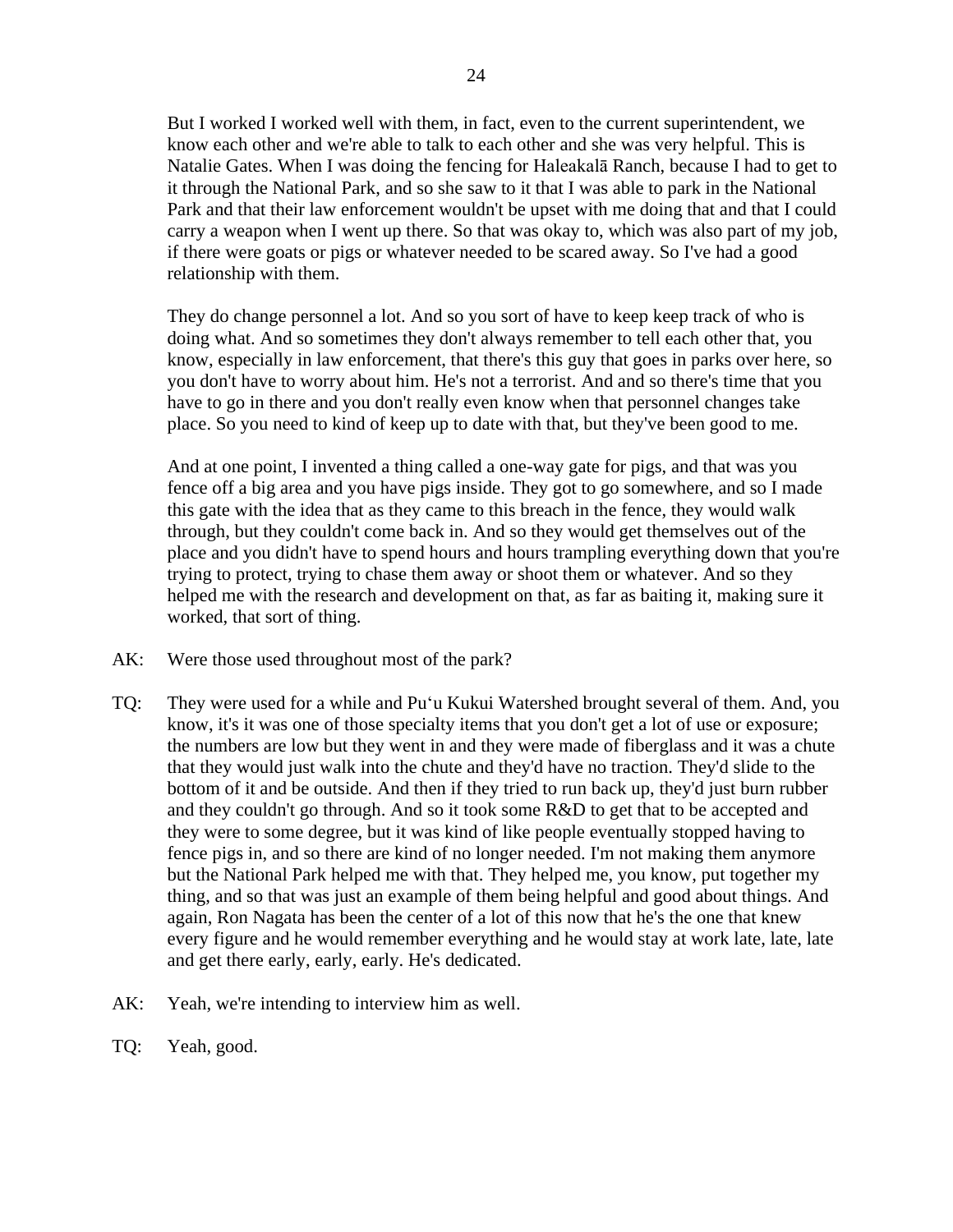But I worked I worked well with them, in fact, even to the current superintendent, we know each other and we're able to talk to each other and she was very helpful. This is Natalie Gates. When I was doing the fencing for Haleakalā Ranch, because I had to get to it through the National Park, and so she saw to it that I was able to park in the National Park and that their law enforcement wouldn't be upset with me doing that and that I could carry a weapon when I went up there. So that was okay to, which was also part of my job, if there were goats or pigs or whatever needed to be scared away. So I've had a good relationship with them.

They do change personnel a lot. And so you sort of have to keep keep track of who is doing what. And so sometimes they don't always remember to tell each other that, you know, especially in law enforcement, that there's this guy that goes in parks over here, so you don't have to worry about him. He's not a terrorist. And and so there's time that you have to go in there and you don't really even know when that personnel changes take place. So you need to kind of keep up to date with that, but they've been good to me.

And at one point, I invented a thing called a one-way gate for pigs, and that was you fence off a big area and you have pigs inside. They got to go somewhere, and so I made this gate with the idea that as they came to this breach in the fence, they would walk through, but they couldn't come back in. And so they would get themselves out of the place and you didn't have to spend hours and hours trampling everything down that you're trying to protect, trying to chase them away or shoot them or whatever. And so they helped me with the research and development on that, as far as baiting it, making sure it worked, that sort of thing.

AK: Were those used throughout most of the park?

TQ: They were used for a while and Puʻu Kukui Watershed brought several of them. And, you know, it's it was one of those specialty items that you don't get a lot of use or exposure; the numbers are low but they went in and they were made of fiberglass and it was a chute that they would just walk into the chute and they'd have no traction. They'd slide to the bottom of it and be outside. And then if they tried to run back up, they'd just burn rubber and they couldn't go through. And so it took some R&D to get that to be accepted and they were to some degree, but it was kind of like people eventually stopped having to fence pigs in, and so there are kind of no longer needed. I'm not making them anymore but the National Park helped me with that. They helped me, you know, put together my thing, and so that was just an example of them being helpful and good about things. And again, Ron Nagata has been the center of a lot of this now that he's the one that knew every figure and he would remember everything and he would stay at work late, late, late and get there early, early, early. He's dedicated.

AK: Yeah, we're intending to interview him as well.

TQ: Yeah, good.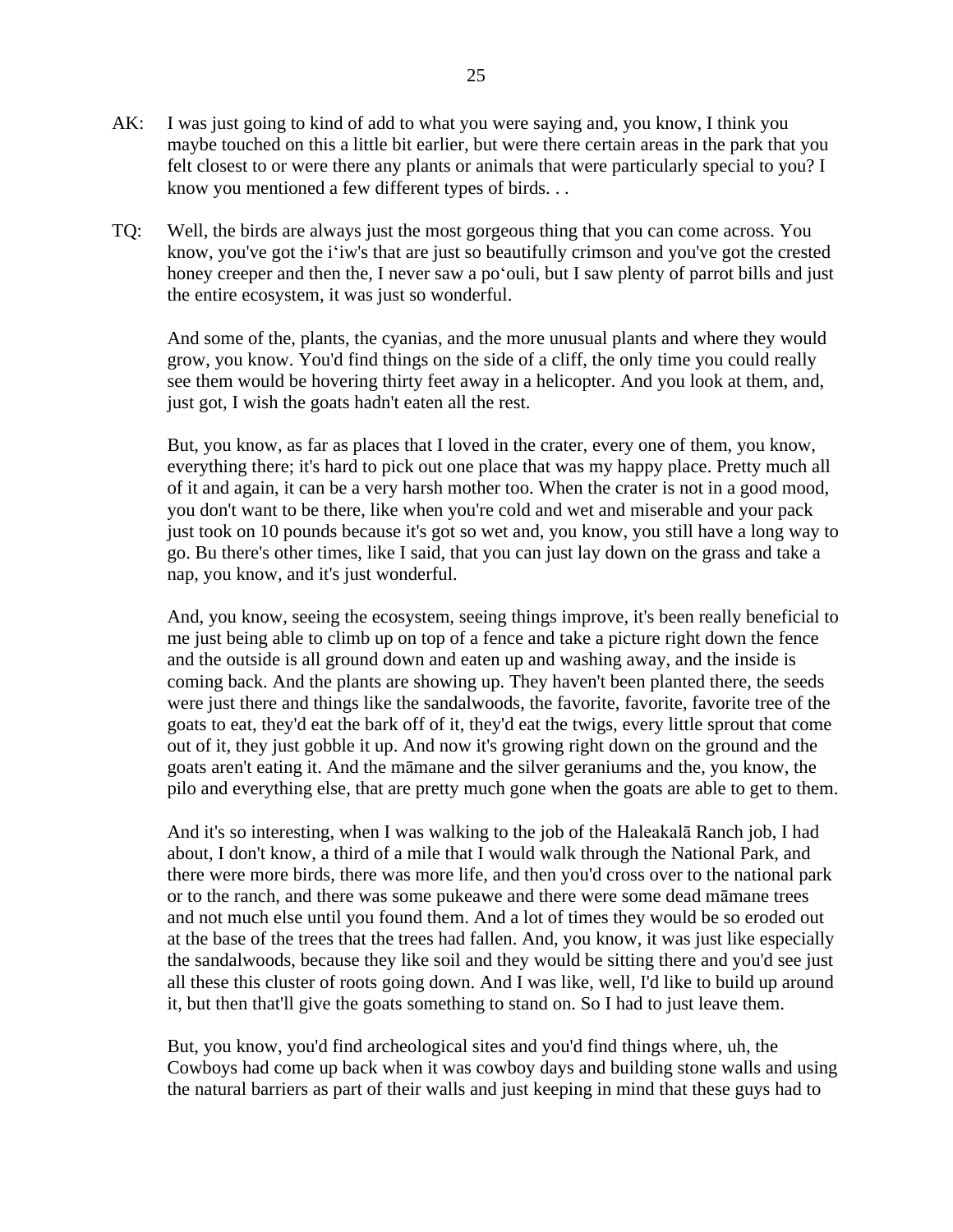AK: I was just going to kind of add to what you were saying and, you know, I think you maybe touched on this a little bit earlier, but were there certain areas in the park that you felt closest to or were there any plants or animals that were particularly special to you? I know you mentioned a few different types of birds. . .

TQ: Well, the birds are always just the most gorgeous thing that you can come across. You know, you've got the iʻiw's that are just so beautifully crimson and you've got the crested honey creeper and then the, I never saw a poʻouli, but I saw plenty of parrot bills and just the entire ecosystem, it was just so wonderful.

And some of the, plants, the cyanias, and the more unusual plants and where they would grow, you know. You'd find things on the side of a cliff, the only time you could really see them would be hovering thirty feet away in a helicopter. And you look at them, and, just got, I wish the goats hadn't eaten all the rest.

But, you know, as far as places that I loved in the crater, every one of them, you know, everything there; it's hard to pick out one place that was my happy place. Pretty much all of it and again, it can be a very harsh mother too. When the crater is not in a good mood, you don't want to be there, like when you're cold and wet and miserable and your pack just took on 10 pounds because it's got so wet and, you know, you still have a long way to go. Bu there's other times, like I said, that you can just lay down on the grass and take a nap, you know, and it's just wonderful.

And, you know, seeing the ecosystem, seeing things improve, it's been really beneficial to me just being able to climb up on top of a fence and take a picture right down the fence and the outside is all ground down and eaten up and washing away, and the inside is coming back. And the plants are showing up. They haven't been planted there, the seeds were just there and things like the sandalwoods, the favorite, favorite, favorite tree of the goats to eat, they'd eat the bark off of it, they'd eat the twigs, every little sprout that come out of it, they just gobble it up. And now it's growing right down on the ground and the goats aren't eating it. And the māmane and the silver geraniums and the, you know, the pilo and everything else, that are pretty much gone when the goats are able to get to them.

And it's so interesting, when I was walking to the job of the Haleakalā Ranch job, I had about, I don't know, a third of a mile that I would walk through the National Park, and there were more birds, there was more life, and then you'd cross over to the national park or to the ranch, and there was some pukeawe and there were some dead māmane trees and not much else until you found them. And a lot of times they would be so eroded out at the base of the trees that the trees had fallen. And, you know, it was just like especially the sandalwoods, because they like soil and they would be sitting there and you'd see just all these this cluster of roots going down. And I was like, well, I'd like to build up around it, but then that'll give the goats something to stand on. So I had to just leave them.

But, you know, you'd find archeological sites and you'd find things where, uh, the Cowboys had come up back when it was cowboy days and building stone walls and using the natural barriers as part of their walls and just keeping in mind that these guys had to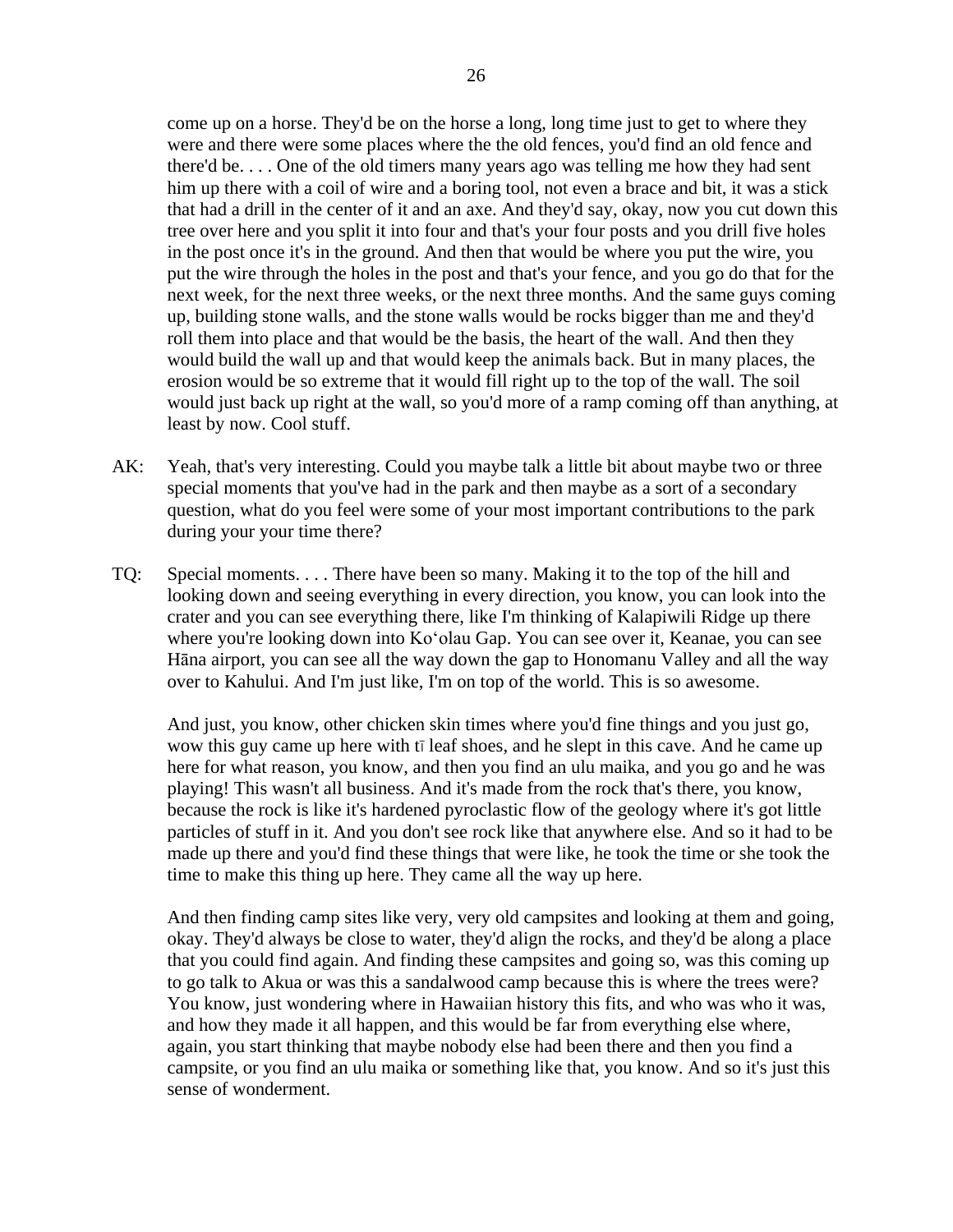come up on a horse. They'd be on the horse a long, long time just to get to where they were and there were some places where the the old fences, you'd find an old fence and there'd be. . . . One of the old timers many years ago was telling me how they had sent him up there with a coil of wire and a boring tool, not even a brace and bit, it was a stick that had a drill in the center of it and an axe. And they'd say, okay, now you cut down this tree over here and you split it into four and that's your four posts and you drill five holes in the post once it's in the ground. And then that would be where you put the wire, you put the wire through the holes in the post and that's your fence, and you go do that for the next week, for the next three weeks, or the next three months. And the same guys coming up, building stone walls, and the stone walls would be rocks bigger than me and they'd roll them into place and that would be the basis, the heart of the wall. And then they would build the wall up and that would keep the animals back. But in many places, the erosion would be so extreme that it would fill right up to the top of the wall. The soil would just back up right at the wall, so you'd more of a ramp coming off than anything, at least by now. Cool stuff.

AK: Yeah, that's very interesting. Could you maybe talk a little bit about maybe two or three special moments that you've had in the park and then maybe as a sort of a secondary question, what do you feel were some of your most important contributions to the park during your your time there?

TQ: Special moments. . . . There have been so many. Making it to the top of the hill and looking down and seeing everything in every direction, you know, you can look into the crater and you can see everything there, like I'm thinking of Kalapiwili Ridge up there where you're looking down into Koʻolau Gap. You can see over it, Keanae, you can see Hāna airport, you can see all the way down the gap to Honomanu Valley and all the way over to Kahului. And I'm just like, I'm on top of the world. This is so awesome.

And just, you know, other chicken skin times where you'd fine things and you just go, wow this guy came up here with tī leaf shoes, and he slept in this cave. And he came up here for what reason, you know, and then you find an ulu maika, and you go and he was playing! This wasn't all business. And it's made from the rock that's there, you know, because the rock is like it's hardened pyroclastic flow of the geology where it's got little particles of stuff in it. And you don't see rock like that anywhere else. And so it had to be made up there and you'd find these things that were like, he took the time or she took the time to make this thing up here. They came all the way up here.

And then finding camp sites like very, very old campsites and looking at them and going, okay. They'd always be close to water, they'd align the rocks, and they'd be along a place that you could find again. And finding these campsites and going so, was this coming up to go talk to Akua or was this a sandalwood camp because this is where the trees were? You know, just wondering where in Hawaiian history this fits, and who was who it was, and how they made it all happen, and this would be far from everything else where, again, you start thinking that maybe nobody else had been there and then you find a campsite, or you find an ulu maika or something like that, you know. And so it's just this sense of wonderment.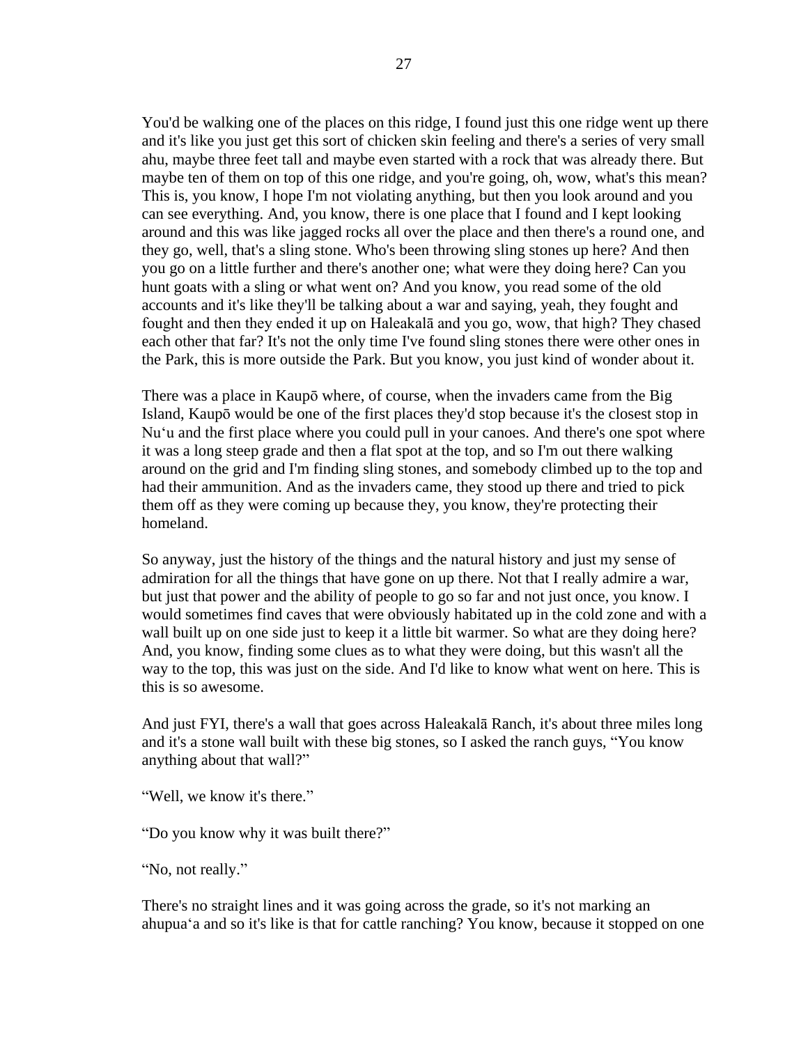You'd be walking one of the places on this ridge, I found just this one ridge went up there and it's like you just get this sort of chicken skin feeling and there's a series of very small ahu, maybe three feet tall and maybe even started with a rock that was already there. But maybe ten of them on top of this one ridge, and you're going, oh, wow, what's this mean? This is, you know, I hope I'm not violating anything, but then you look around and you can see everything. And, you know, there is one place that I found and I kept looking around and this was like jagged rocks all over the place and then there's a round one, and they go, well, that's a sling stone. Who's been throwing sling stones up here? And then you go on a little further and there's another one; what were they doing here? Can you hunt goats with a sling or what went on? And you know, you read some of the old accounts and it's like they'll be talking about a war and saying, yeah, they fought and fought and then they ended it up on Haleakalā and you go, wow, that high? They chased each other that far? It's not the only time I've found sling stones there were other ones in the Park, this is more outside the Park. But you know, you just kind of wonder about it.

There was a place in Kaupō where, of course, when the invaders came from the Big Island, Kaupō would be one of the first places they'd stop because it's the closest stop in Nuʻu and the first place where you could pull in your canoes. And there's one spot where it was a long steep grade and then a flat spot at the top, and so I'm out there walking around on the grid and I'm finding sling stones, and somebody climbed up to the top and had their ammunition. And as the invaders came, they stood up there and tried to pick them off as they were coming up because they, you know, they're protecting their homeland.

So anyway, just the history of the things and the natural history and just my sense of admiration for all the things that have gone on up there. Not that I really admire a war, but just that power and the ability of people to go so far and not just once, you know. I would sometimes find caves that were obviously habitated up in the cold zone and with a wall built up on one side just to keep it a little bit warmer. So what are they doing here? And, you know, finding some clues as to what they were doing, but this wasn't all the way to the top, this was just on the side. And I'd like to know what went on here. This is this is so awesome.

And just FYI, there's a wall that goes across Haleakalā Ranch, it's about three miles long and it's a stone wall built with these big stones, so I asked the ranch guys, "You know anything about that wall?"

"Well, we know it's there."

"Do you know why it was built there?"

"No, not really."

There's no straight lines and it was going across the grade, so it's not marking an ahupuaʻa and so it's like is that for cattle ranching? You know, because it stopped on one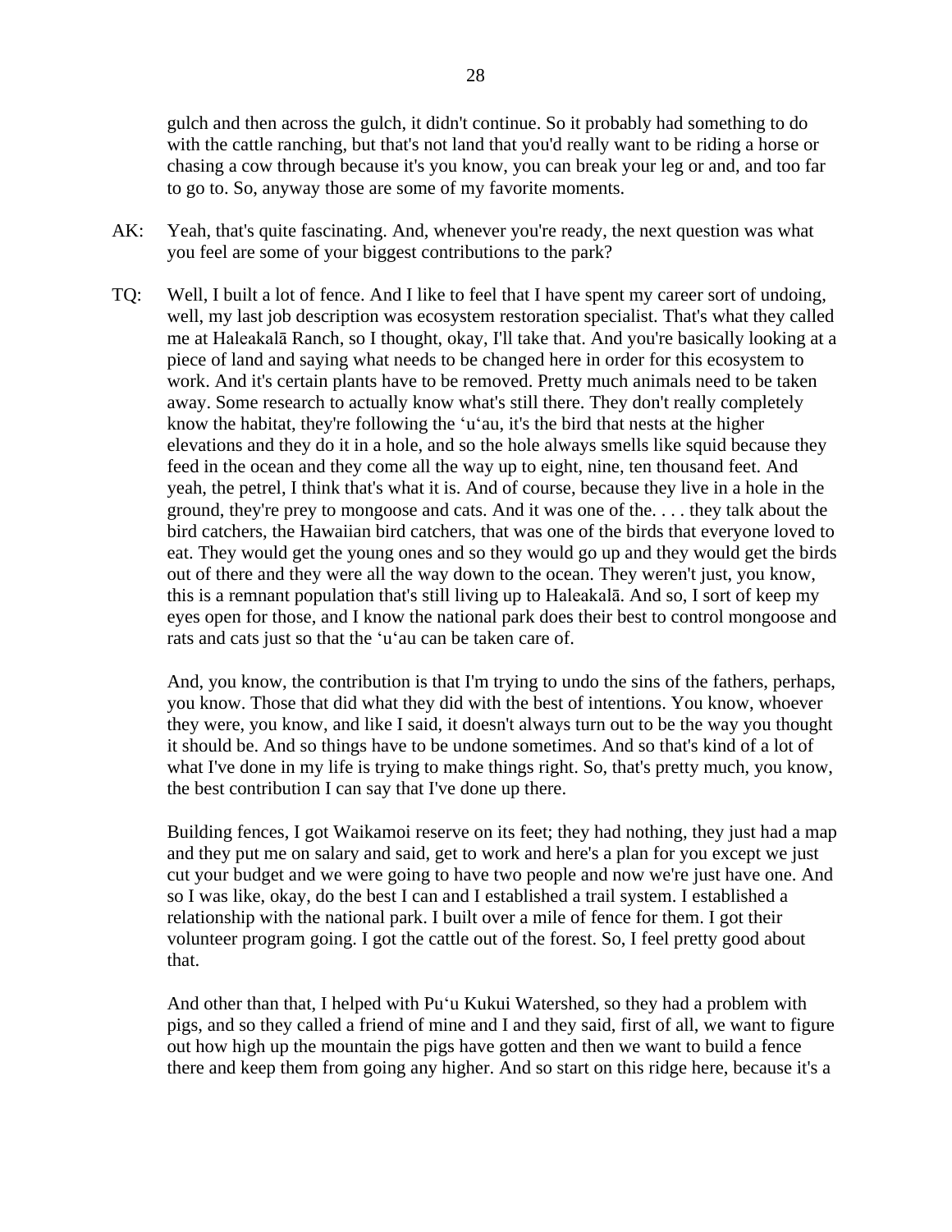gulch and then across the gulch, it didn't continue. So it probably had something to do with the cattle ranching, but that's not land that you'd really want to be riding a horse or chasing a cow through because it's you know, you can break your leg or and, and too far to go to. So, anyway those are some of my favorite moments.

AK: Yeah, that's quite fascinating. And, whenever you're ready, the next question was what you feel are some of your biggest contributions to the park?

TQ: Well, I built a lot of fence. And I like to feel that I have spent my career sort of undoing, well, my last job description was ecosystem restoration specialist. That's what they called me at Haleakalā Ranch, so I thought, okay, I'll take that. And you're basically looking at a piece of land and saying what needs to be changed here in order for this ecosystem to work. And it's certain plants have to be removed. Pretty much animals need to be taken away. Some research to actually know what's still there. They don't really completely know the habitat, they're following the ʻuʻau, it's the bird that nests at the higher elevations and they do it in a hole, and so the hole always smells like squid because they feed in the ocean and they come all the way up to eight, nine, ten thousand feet. And yeah, the petrel, I think that's what it is. And of course, because they live in a hole in the ground, they're prey to mongoose and cats. And it was one of the. . . . they talk about the bird catchers, the Hawaiian bird catchers, that was one of the birds that everyone loved to eat. They would get the young ones and so they would go up and they would get the birds out of there and they were all the way down to the ocean. They weren't just, you know, this is a remnant population that's still living up to Haleakalā. And so, I sort of keep my eyes open for those, and I know the national park does their best to control mongoose and rats and cats just so that the ʻuʻau can be taken care of.

And, you know, the contribution is that I'm trying to undo the sins of the fathers, perhaps, you know. Those that did what they did with the best of intentions. You know, whoever they were, you know, and like I said, it doesn't always turn out to be the way you thought it should be. And so things have to be undone sometimes. And so that's kind of a lot of what I've done in my life is trying to make things right. So, that's pretty much, you know, the best contribution I can say that I've done up there.

Building fences, I got Waikamoi reserve on its feet; they had nothing, they just had a map and they put me on salary and said, get to work and here's a plan for you except we just cut your budget and we were going to have two people and now we're just have one. And so I was like, okay, do the best I can and I established a trail system. I established a relationship with the national park. I built over a mile of fence for them. I got their volunteer program going. I got the cattle out of the forest. So, I feel pretty good about that.

And other than that, I helped with Puʻu Kukui Watershed, so they had a problem with pigs, and so they called a friend of mine and I and they said, first of all, we want to figure out how high up the mountain the pigs have gotten and then we want to build a fence there and keep them from going any higher. And so start on this ridge here, because it's a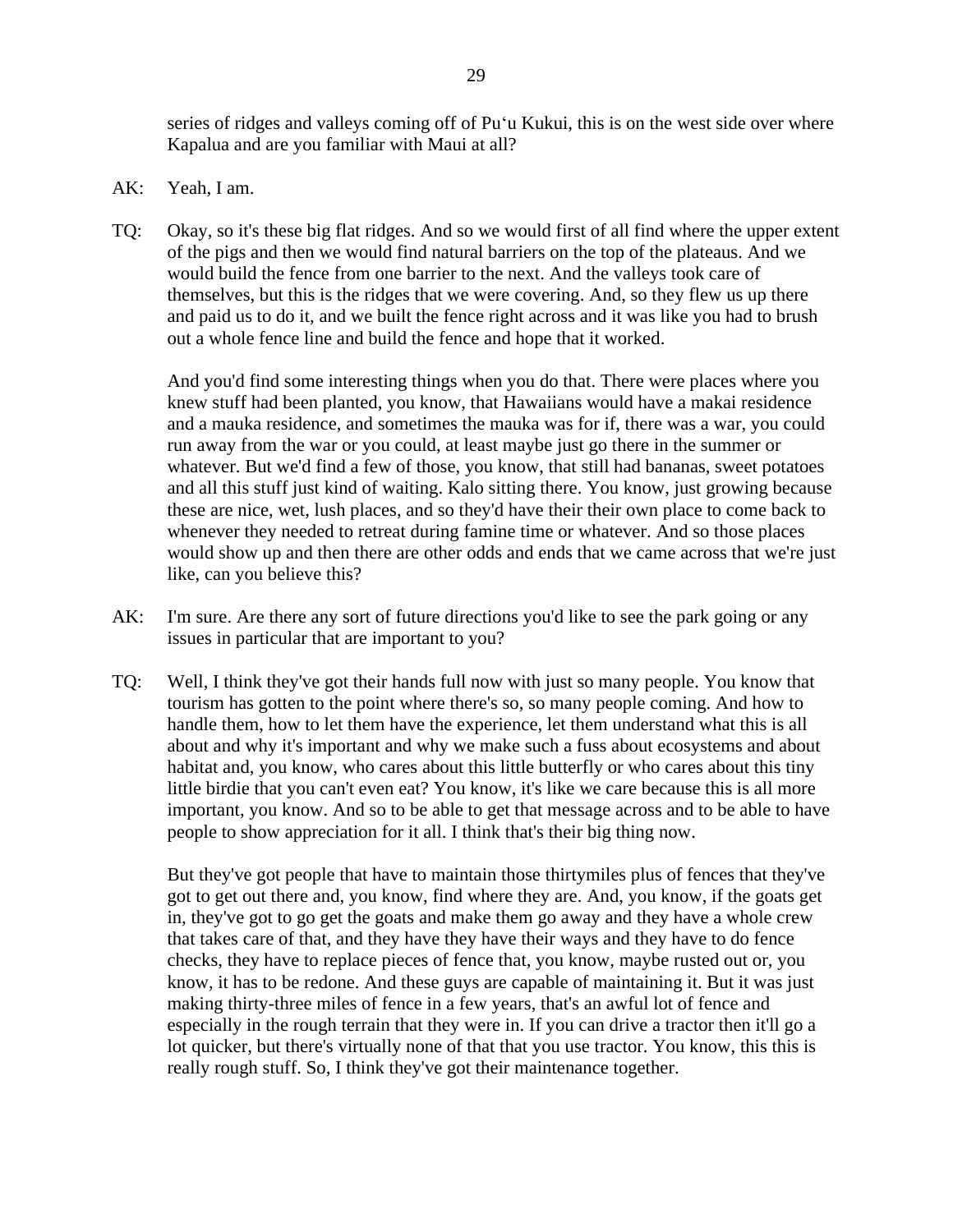series of ridges and valleys coming off of Pu‘u Kukui, this is on the west side over where Kapalua and are you familiar with Maui at all?

AK: Yeah, I am.

TQ: Okay, so it's these big flat ridges. And so we would first of all find where the upper extent of the pigs and then we would find natural barriers on the top of the plateaus. And we would build the fence from one barrier to the next. And the valleys took care of themselves, but this is the ridges that we were covering. And, so they flew us up there and paid us to do it, and we built the fence right across and it was like you had to brush out a whole fence line and build the fence and hope that it worked.

And you'd find some interesting things when you do that. There were places where you knew stuff had been planted, you know, that Hawaiians would have a makai residence and a mauka residence, and sometimes the mauka was for if, there was a war, you could run away from the war or you could, at least maybe just go there in the summer or whatever. But we'd find a few of those, you know, that still had bananas, sweet potatoes and all this stuff just kind of waiting. Kalo sitting there. You know, just growing because these are nice, wet, lush places, and so they'd have their their own place to come back to whenever they needed to retreat during famine time or whatever. And so those places would show up and then there are other odds and ends that we came across that we're just like, can you believe this?

AK: I'm sure. Are there any sort of future directions you'd like to see the park going or any issues in particular that are important to you?

TQ: Well, I think they've got their hands full now with just so many people. You know that tourism has gotten to the point where there's so, so many people coming. And how to handle them, how to let them have the experience, let them understand what this is all about and why it's important and why we make such a fuss about ecosystems and about habitat and, you know, who cares about this little butterfly or who cares about this tiny little birdie that you can't even eat? You know, it's like we care because this is all more important, you know. And so to be able to get that message across and to be able to have people to show appreciation for it all. I think that's their big thing now.

But they've got people that have to maintain those thirtymiles plus of fences that they've got to get out there and, you know, find where they are. And, you know, if the goats get in, they've got to go get the goats and make them go away and they have a whole crew that takes care of that, and they have they have their ways and they have to do fence checks, they have to replace pieces of fence that, you know, maybe rusted out or, you know, it has to be redone. And these guys are capable of maintaining it. But it was just making thirty-three miles of fence in a few years, that's an awful lot of fence and especially in the rough terrain that they were in. If you can drive a tractor then it'll go a lot quicker, but there's virtually none of that that you use tractor. You know, this this is really rough stuff. So, I think they've got their maintenance together.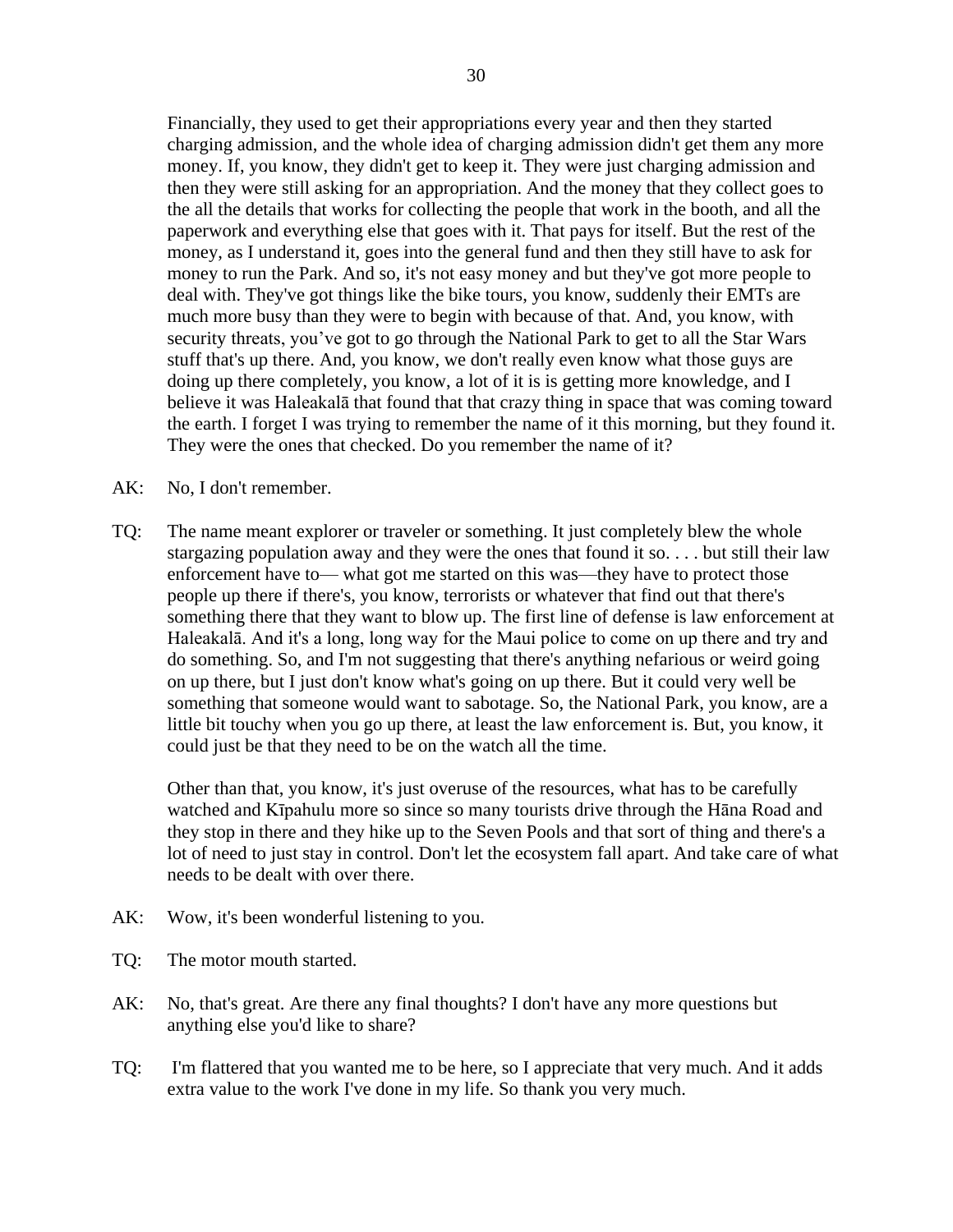Financially, they used to get their appropriations every year and then they started charging admission, and the whole idea of charging admission didn't get them any more money. If, you know, they didn't get to keep it. They were just charging admission and then they were still asking for an appropriation. And the money that they collect goes to the all the details that works for collecting the people that work in the booth, and all the paperwork and everything else that goes with it. That pays for itself. But the rest of the money, as I understand it, goes into the general fund and then they still have to ask for money to run the Park. And so, it's not easy money and but they've got more people to deal with. They've got things like the bike tours, you know, suddenly their EMTs are much more busy than they were to begin with because of that. And, you know, with security threats, you've got to go through the National Park to get to all the Star Wars stuff that's up there. And, you know, we don't really even know what those guys are doing up there completely, you know, a lot of it is is getting more knowledge, and I believe it was Haleakalā that found that that crazy thing in space that was coming toward the earth. I forget I was trying to remember the name of it this morning, but they found it. They were the ones that checked. Do you remember the name of it?

AK: No, I don't remember.

TQ: The name meant explorer or traveler or something. It just completely blew the whole stargazing population away and they were the ones that found it so. . . . but still their law enforcement have to— what got me started on this was—they have to protect those people up there if there's, you know, terrorists or whatever that find out that there's something there that they want to blow up. The first line of defense is law enforcement at Haleakalā. And it's a long, long way for the Maui police to come on up there and try and do something. So, and I'm not suggesting that there's anything nefarious or weird going on up there, but I just don't know what's going on up there. But it could very well be something that someone would want to sabotage. So, the National Park, you know, are a little bit touchy when you go up there, at least the law enforcement is. But, you know, it could just be that they need to be on the watch all the time.

Other than that, you know, it's just overuse of the resources, what has to be carefully watched and Kīpahulu more so since so many tourists drive through the Hāna Road and they stop in there and they hike up to the Seven Pools and that sort of thing and there's a lot of need to just stay in control. Don't let the ecosystem fall apart. And take care of what needs to be dealt with over there.

AK: Wow, it's been wonderful listening to you.

TQ: The motor mouth started.

AK: No, that's great. Are there any final thoughts? I don't have any more questions but anything else you'd like to share?

TQ: I'm flattered that you wanted me to be here, so I appreciate that very much. And it adds extra value to the work I've done in my life. So thank you very much.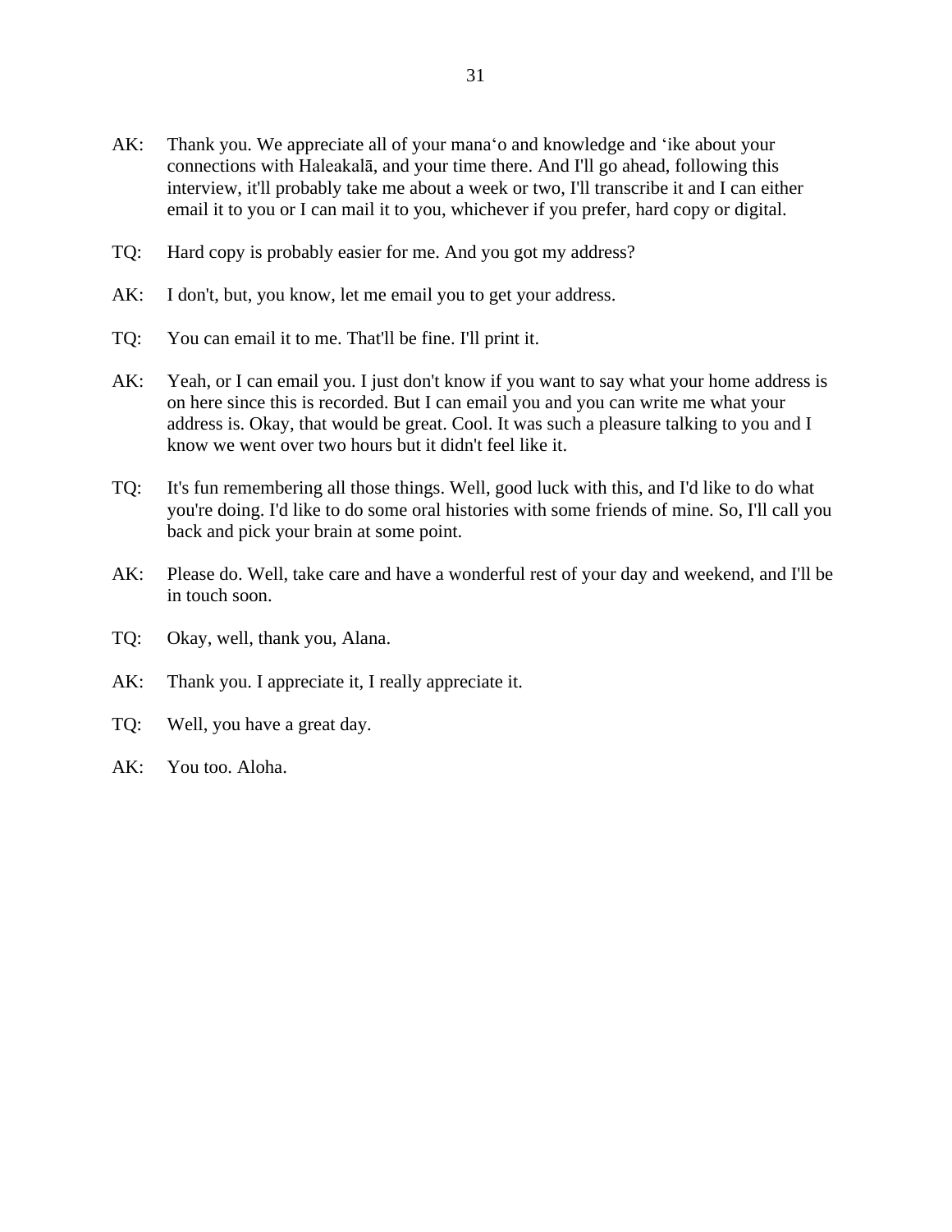AK: Thank you. We appreciate all of your manaʻo and knowledge and ʻike about your connections with Haleakalā, and your time there. And I'll go ahead, following this interview, it'll probably take me about a week or two, I'll transcribe it and I can either email it to you or I can mail it to you, whichever if you prefer, hard copy or digital.

TQ: Hard copy is probably easier for me. And you got my address?

AK: I don't, but, you know, let me email you to get your address.

TQ: You can email it to me. That'll be fine. I'll print it.

AK: Yeah, or I can email you. I just don't know if you want to say what your home address is on here since this is recorded. But I can email you and you can write me what your address is. Okay, that would be great. Cool. It was such a pleasure talking to you and I know we went over two hours but it didn't feel like it.

TQ: It's fun remembering all those things. Well, good luck with this, and I'd like to do what you're doing. I'd like to do some oral histories with some friends of mine. So, I'll call you back and pick your brain at some point.

AK: Please do. Well, take care and have a wonderful rest of your day and weekend, and I'll be in touch soon.

TQ: Okay, well, thank you, Alana.

AK: Thank you. I appreciate it, I really appreciate it.

TQ: Well, you have a great day.

AK: You too. Aloha.